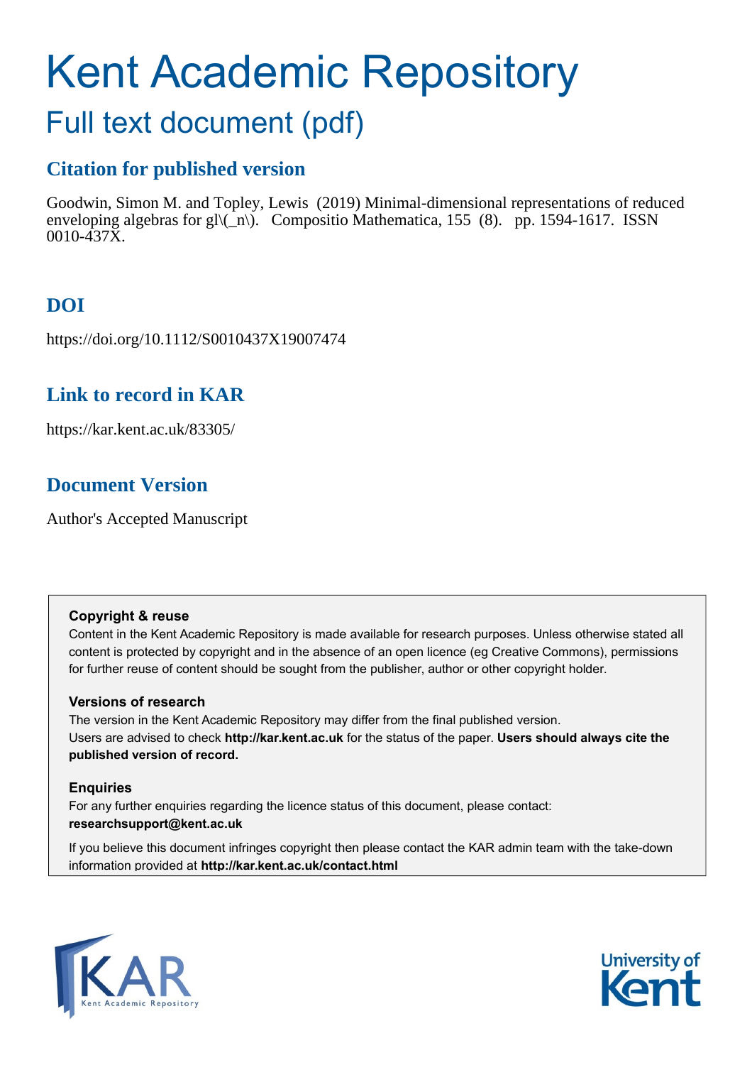# Kent Academic Repository

## Full text document (pdf)

### Citation for published version

Goodwin, Simon M. and Topley, Lewis (2019) Minimal-dimensional representations of reduced enveloping algebras for gl\(_n\). Compositio Mathematica, 155 (8). pp. 1594-1617. ISSN 0010-437X.

### DOI

https://doi.org/10.1112/S0010437X19007474

### Link to record in KAR

https://kar.kent.ac.uk/83305/

### Document Version

Author's Accepted Manuscript

**Copyright & reuse**

Content in the Kent Academic Repository is made available for research purposes. Unless otherwise stated all content is protected by copyright and in the absence of an open licence (eg Creative Commons), permissions for further reuse of content should be sought from the publisher, author or other copyright holder.

**Versions of research**

The version in the Kent Academic Repository may differ from the final published version.
Users are advised to check **http://kar.kent.ac.uk** for the status of the paper. **Users should always cite the published version of record.**

**Enquiries**

For any further enquiries regarding the licence status of this document, please contact:
**researchsupport@kent.ac.uk**

If you believe this document infringes copyright then please contact the KAR admin team with the take-down information provided at **http://kar.kent.ac.uk/contact.html**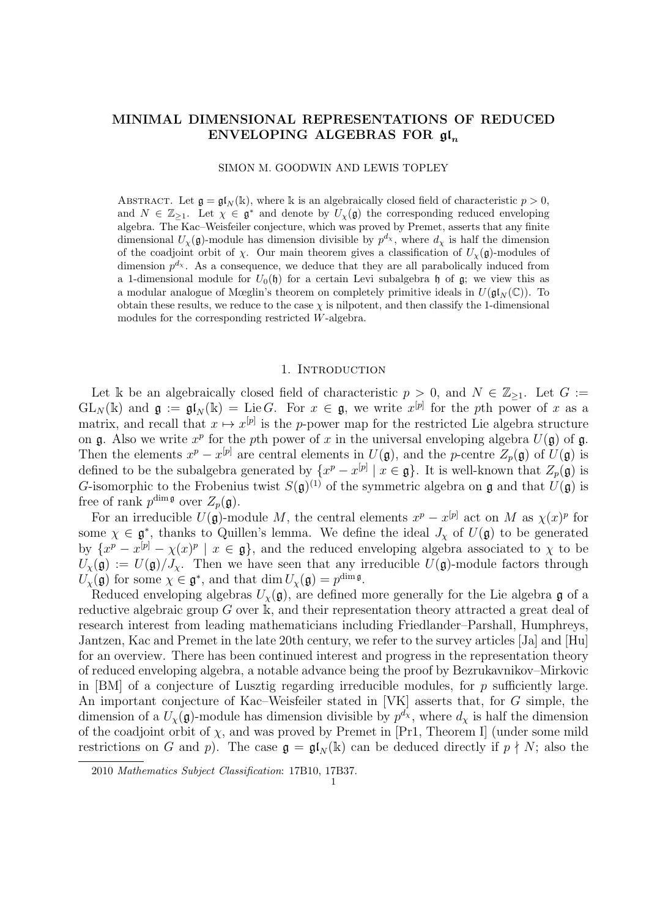# MINIMAL DIMENSIONAL REPRESENTATIONS OF REDUCED ENVELOPING ALGEBRAS FOR $\mathfrak{gl}_n$

SIMON M. GOODWIN AND LEWIS TOPLEY

Abstract. Let $\mathfrak{g} = \mathfrak{gl}_N(\Bbbk)$, where $\Bbbk$ is an algebraically closed field of characteristic $p > 0$, and $N \in \mathbb{Z}_{\geq 1}$. Let $\chi \in \mathfrak{g}^*$ and denote by $U_\chi(\mathfrak{g})$ the corresponding reduced enveloping algebra. The Kac–Weisfeiler conjecture, which was proved by Premet, asserts that any finite dimensional $U_\chi(\mathfrak{g})$-module has dimension divisible by $p^{d_\chi}$, where $d_\chi$ is half the dimension of the coadjoint orbit of $\chi$. Our main theorem gives a classification of $U_\chi(\mathfrak{g})$-modules of dimension $p^{d_\chi}$. As a consequence, we deduce that they are all parabolically induced from a 1-dimensional module for $U_0(\mathfrak{h})$ for a certain Levi subalgebra $\mathfrak{h}$ of $\mathfrak{g}$; we view this as a modular analogue of Mœglin's theorem on completely primitive ideals in $U(\mathfrak{gl}_N(\mathbb{C}))$. To obtain these results, we reduce to the case $\chi$ is nilpotent, and then classify the 1-dimensional modules for the corresponding restricted $W$-algebra.

## 1. Introduction

Let $\Bbbk$ be an algebraically closed field of characteristic $p > 0$, and $N \in \mathbb{Z}_{\geq 1}$. Let $G := \mathrm{GL}_N(\Bbbk)$ and $\mathfrak{g} := \mathfrak{gl}_N(\Bbbk) = \operatorname{Lie} G$. For $x \in \mathfrak{g}$, we write $x^{[p]}$ for the $p$th power of $x$ as a matrix, and recall that $x \mapsto x^{[p]}$ is the $p$-power map for the restricted Lie algebra structure on $\mathfrak{g}$. Also we write $x^p$ for the $p$th power of $x$ in the universal enveloping algebra $U(\mathfrak{g})$ of $\mathfrak{g}$. Then the elements $x^p - x^{[p]}$ are central elements in $U(\mathfrak{g})$, and the $p$-centre $Z_p(\mathfrak{g})$ of $U(\mathfrak{g})$ is defined to be the subalgebra generated by $\{x^p - x^{[p]} \mid x \in \mathfrak{g}\}$. It is well-known that $Z_p(\mathfrak{g})$ is $G$-isomorphic to the Frobenius twist $S(\mathfrak{g})^{(1)}$ of the symmetric algebra on $\mathfrak{g}$ and that $U(\mathfrak{g})$ is free of rank $p^{\dim \mathfrak{g}}$ over $Z_p(\mathfrak{g})$.

For an irreducible $U(\mathfrak{g})$-module $M$, the central elements $x^p - x^{[p]}$ act on $M$ as $\chi(x)^p$ for some $\chi \in \mathfrak{g}^*$, thanks to Quillen's lemma. We define the ideal $J_\chi$ of $U(\mathfrak{g})$ to be generated by $\{x^p - x^{[p]} - \chi(x)^p \mid x \in \mathfrak{g}\}$, and the reduced enveloping algebra associated to $\chi$ to be $U_\chi(\mathfrak{g}) := U(\mathfrak{g})/J_\chi$. Then we have seen that any irreducible $U(\mathfrak{g})$-module factors through $U_\chi(\mathfrak{g})$ for some $\chi \in \mathfrak{g}^*$, and that $\dim U_\chi(\mathfrak{g}) = p^{\dim \mathfrak{g}}$.

Reduced enveloping algebras $U_\chi(\mathfrak{g})$, are defined more generally for the Lie algebra $\mathfrak{g}$ of a reductive algebraic group $G$ over $\Bbbk$, and their representation theory attracted a great deal of research interest from leading mathematicians including Friedlander–Parshall, Humphreys, Jantzen, Kac and Premet in the late 20th century, we refer to the survey articles [Ja] and [Hu] for an overview. There has been continued interest and progress in the representation theory of reduced enveloping algebra, a notable advance being the proof by Bezrukavnikov–Mirkovic in [BM] of a conjecture of Lusztig regarding irreducible modules, for $p$ sufficiently large. An important conjecture of Kac–Weisfeiler stated in [VK] asserts that, for $G$ simple, the dimension of a $U_\chi(\mathfrak{g})$-module has dimension divisible by $p^{d_\chi}$, where $d_\chi$ is half the dimension of the coadjoint orbit of $\chi$, and was proved by Premet in [Pr1, Theorem I] (under some mild restrictions on $G$ and $p$). The case $\mathfrak{g} = \mathfrak{gl}_N(\Bbbk)$ can be deduced directly if $p \nmid N$; also the

2010 *Mathematics Subject Classification*: 17B10, 17B37.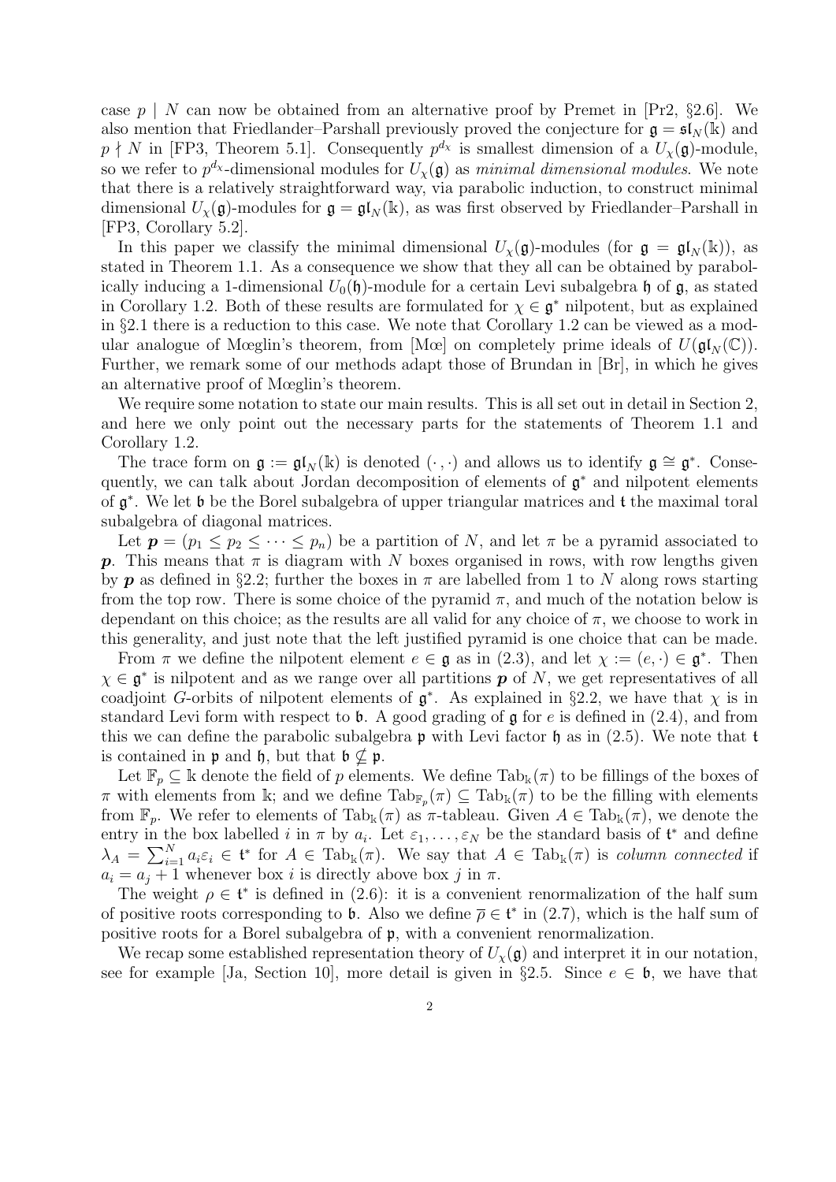case $p \mid N$ can now be obtained from an alternative proof by Premet in [Pr2, §2.6]. We also mention that Friedlander–Parshall previously proved the conjecture for $\mathfrak{g} = \mathfrak{sl}_N(\Bbbk)$ and $p \nmid N$ in [FP3, Theorem 5.1]. Consequently $p^{d_\chi}$ is smallest dimension of a $U_\chi(\mathfrak{g})$-module, so we refer to $p^{d_\chi}$-dimensional modules for $U_\chi(\mathfrak{g})$ as *minimal dimensional modules*. We note that there is a relatively straightforward way, via parabolic induction, to construct minimal dimensional $U_\chi(\mathfrak{g})$-modules for $\mathfrak{g} = \mathfrak{gl}_N(\Bbbk)$, as was first observed by Friedlander–Parshall in [FP3, Corollary 5.2].

In this paper we classify the minimal dimensional $U_\chi(\mathfrak{g})$-modules (for $\mathfrak{g} = \mathfrak{gl}_N(\Bbbk)$), as stated in Theorem 1.1. As a consequence we show that they all can be obtained by parabolically inducing a 1-dimensional $U_0(\mathfrak{h})$-module for a certain Levi subalgebra $\mathfrak{h}$ of $\mathfrak{g}$, as stated in Corollary 1.2. Both of these results are formulated for $\chi \in \mathfrak{g}^*$ nilpotent, but as explained in §2.1 there is a reduction to this case. We note that Corollary 1.2 can be viewed as a modular analogue of Mœglin's theorem, from [Mœ] on completely prime ideals of $U(\mathfrak{gl}_N(\mathbb{C}))$. Further, we remark some of our methods adapt those of Brundan in [Br], in which he gives an alternative proof of Mœglin's theorem.

We require some notation to state our main results. This is all set out in detail in Section 2, and here we only point out the necessary parts for the statements of Theorem 1.1 and Corollary 1.2.

The trace form on $\mathfrak{g} := \mathfrak{gl}_N(\Bbbk)$ is denoted $(\cdot\,,\cdot)$ and allows us to identify $\mathfrak{g} \cong \mathfrak{g}^*$. Consequently, we can talk about Jordan decomposition of elements of $\mathfrak{g}^*$ and nilpotent elements of $\mathfrak{g}^*$. We let $\mathfrak{b}$ be the Borel subalgebra of upper triangular matrices and $\mathfrak{t}$ the maximal toral subalgebra of diagonal matrices.

Let $\boldsymbol{p} = (p_1 \le p_2 \le \cdots \le p_n)$ be a partition of $N$, and let $\pi$ be a pyramid associated to $\boldsymbol{p}$. This means that $\pi$ is diagram with $N$ boxes organised in rows, with row lengths given by $\boldsymbol{p}$ as defined in §2.2; further the boxes in $\pi$ are labelled from 1 to $N$ along rows starting from the top row. There is some choice of the pyramid $\pi$, and much of the notation below is dependant on this choice; as the results are all valid for any choice of $\pi$, we choose to work in this generality, and just note that the left justified pyramid is one choice that can be made.

From $\pi$ we define the nilpotent element $e \in \mathfrak{g}$ as in (2.3), and let $\chi := (e, \cdot) \in \mathfrak{g}^*$. Then $\chi \in \mathfrak{g}^*$ is nilpotent and as we range over all partitions $\boldsymbol{p}$ of $N$, we get representatives of all coadjoint $G$-orbits of nilpotent elements of $\mathfrak{g}^*$. As explained in §2.2, we have that $\chi$ is in standard Levi form with respect to $\mathfrak{b}$. A good grading of $\mathfrak{g}$ for $e$ is defined in (2.4), and from this we can define the parabolic subalgebra $\mathfrak{p}$ with Levi factor $\mathfrak{h}$ as in (2.5). We note that $\mathfrak{t}$ is contained in $\mathfrak{p}$ and $\mathfrak{h}$, but that $\mathfrak{b} \not\subseteq \mathfrak{p}$.

Let $\mathbb{F}_p \subseteq \Bbbk$ denote the field of $p$ elements. We define $\mathrm{Tab}_\Bbbk(\pi)$ to be fillings of the boxes of $\pi$ with elements from $\Bbbk$; and we define $\mathrm{Tab}_{\mathbb{F}_p}(\pi) \subseteq \mathrm{Tab}_\Bbbk(\pi)$ to be the filling with elements from $\mathbb{F}_p$. We refer to elements of $\mathrm{Tab}_\Bbbk(\pi)$ as $\pi$-tableau. Given $A \in \mathrm{Tab}_\Bbbk(\pi)$, we denote the entry in the box labelled $i$ in $\pi$ by $a_i$. Let $\varepsilon_1, \dots, \varepsilon_N$ be the standard basis of $\mathfrak{t}^*$ and define $\lambda_A = \sum_{i=1}^N a_i \varepsilon_i \in \mathfrak{t}^*$ for $A \in \mathrm{Tab}_\Bbbk(\pi)$. We say that $A \in \mathrm{Tab}_\Bbbk(\pi)$ is *column connected* if $a_i = a_j + 1$ whenever box $i$ is directly above box $j$ in $\pi$.

The weight $\rho \in \mathfrak{t}^*$ is defined in (2.6): it is a convenient renormalization of the half sum of positive roots corresponding to $\mathfrak{b}$. Also we define $\overline{\rho} \in \mathfrak{t}^*$ in (2.7), which is the half sum of positive roots for a Borel subalgebra of $\mathfrak{p}$, with a convenient renormalization.

We recap some established representation theory of $U_\chi(\mathfrak{g})$ and interpret it in our notation, see for example [Ja, Section 10], more detail is given in §2.5. Since $e \in \mathfrak{b}$, we have that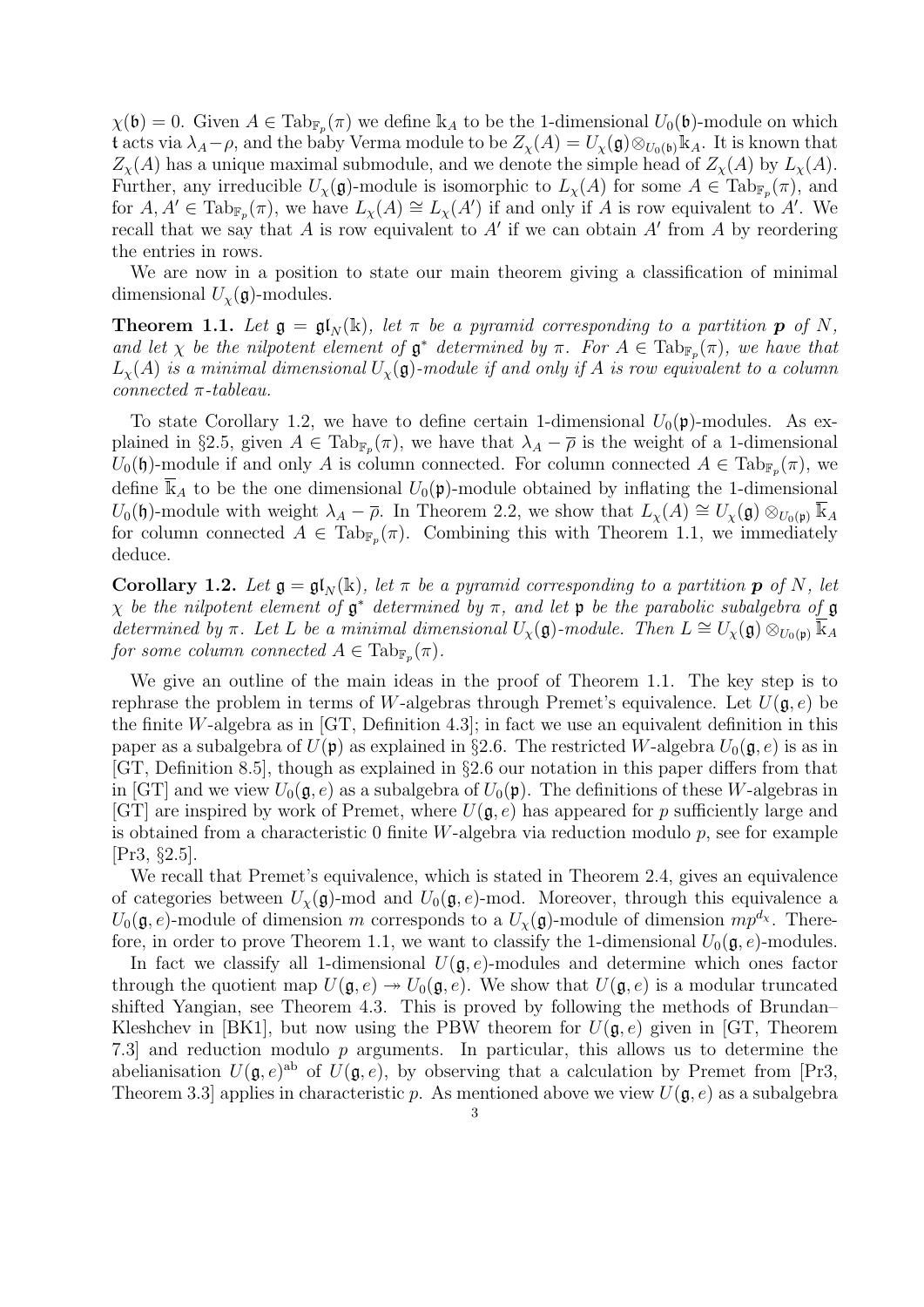$\chi(\mathfrak{b}) = 0$. Given $A \in \mathrm{Tab}_{\mathbb{F}_p}(\pi)$ we define $\Bbbk_A$ to be the 1-dimensional $U_0(\mathfrak{b})$-module on which $\mathfrak{t}$ acts via $\lambda_A - \rho$, and the baby Verma module to be $Z_\chi(A) = U_\chi(\mathfrak{g}) \otimes_{U_0(\mathfrak{b})} \Bbbk_A$. It is known that $Z_\chi(A)$ has a unique maximal submodule, and we denote the simple head of $Z_\chi(A)$ by $L_\chi(A)$. Further, any irreducible $U_\chi(\mathfrak{g})$-module is isomorphic to $L_\chi(A)$ for some $A \in \mathrm{Tab}_{\mathbb{F}_p}(\pi)$, and for $A, A' \in \mathrm{Tab}_{\mathbb{F}_p}(\pi)$, we have $L_\chi(A) \cong L_\chi(A')$ if and only if $A$ is row equivalent to $A'$. We recall that we say that $A$ is row equivalent to $A'$ if we can obtain $A'$ from $A$ by reordering the entries in rows.

We are now in a position to state our main theorem giving a classification of minimal dimensional $U_\chi(\mathfrak{g})$-modules.

**Theorem 1.1.** *Let $\mathfrak{g} = \mathfrak{gl}_N(\Bbbk)$, let $\pi$ be a pyramid corresponding to a partition $\boldsymbol{p}$ of $N$, and let $\chi$ be the nilpotent element of $\mathfrak{g}^*$ determined by $\pi$. For $A \in \mathrm{Tab}_{\mathbb{F}_p}(\pi)$, we have that $L_\chi(A)$ is a minimal dimensional $U_\chi(\mathfrak{g})$-module if and only if $A$ is row equivalent to a column connected $\pi$-tableau.*

To state Corollary 1.2, we have to define certain 1-dimensional $U_0(\mathfrak{p})$-modules. As explained in §2.5, given $A \in \mathrm{Tab}_{\mathbb{F}_p}(\pi)$, we have that $\lambda_A - \overline{\rho}$ is the weight of a 1-dimensional $U_0(\mathfrak{h})$-module if and only $A$ is column connected. For column connected $A \in \mathrm{Tab}_{\mathbb{F}_p}(\pi)$, we define $\overline{\Bbbk}_A$ to be the one dimensional $U_0(\mathfrak{p})$-module obtained by inflating the 1-dimensional $U_0(\mathfrak{h})$-module with weight $\lambda_A - \overline{\rho}$. In Theorem 2.2, we show that $L_\chi(A) \cong U_\chi(\mathfrak{g}) \otimes_{U_0(\mathfrak{p})} \overline{\Bbbk}_A$ for column connected $A \in \mathrm{Tab}_{\mathbb{F}_p}(\pi)$. Combining this with Theorem 1.1, we immediately deduce.

**Corollary 1.2.** *Let $\mathfrak{g} = \mathfrak{gl}_N(\Bbbk)$, let $\pi$ be a pyramid corresponding to a partition $\boldsymbol{p}$ of $N$, let $\chi$ be the nilpotent element of $\mathfrak{g}^*$ determined by $\pi$, and let $\mathfrak{p}$ be the parabolic subalgebra of $\mathfrak{g}$ determined by $\pi$. Let $L$ be a minimal dimensional $U_\chi(\mathfrak{g})$-module. Then $L \cong U_\chi(\mathfrak{g}) \otimes_{U_0(\mathfrak{p})} \overline{\Bbbk}_A$ for some column connected $A \in \mathrm{Tab}_{\mathbb{F}_p}(\pi)$.*

We give an outline of the main ideas in the proof of Theorem 1.1. The key step is to rephrase the problem in terms of $W$-algebras through Premet's equivalence. Let $U(\mathfrak{g}, e)$ be the finite $W$-algebra as in [GT, Definition 4.3]; in fact we use an equivalent definition in this paper as a subalgebra of $U(\mathfrak{p})$ as explained in §2.6. The restricted $W$-algebra $U_0(\mathfrak{g}, e)$ is as in [GT, Definition 8.5], though as explained in §2.6 our notation in this paper differs from that in [GT] and we view $U_0(\mathfrak{g}, e)$ as a subalgebra of $U_0(\mathfrak{p})$. The definitions of these $W$-algebras in [GT] are inspired by work of Premet, where $U(\mathfrak{g}, e)$ has appeared for $p$ sufficiently large and is obtained from a characteristic 0 finite $W$-algebra via reduction modulo $p$, see for example [Pr3, §2.5].

We recall that Premet's equivalence, which is stated in Theorem 2.4, gives an equivalence of categories between $U_\chi(\mathfrak{g})$-mod and $U_0(\mathfrak{g}, e)$-mod. Moreover, through this equivalence a $U_0(\mathfrak{g}, e)$-module of dimension $m$ corresponds to a $U_\chi(\mathfrak{g})$-module of dimension $mp^{d_\chi}$. Therefore, in order to prove Theorem 1.1, we want to classify the 1-dimensional $U_0(\mathfrak{g}, e)$-modules.

In fact we classify all 1-dimensional $U(\mathfrak{g}, e)$-modules and determine which ones factor through the quotient map $U(\mathfrak{g}, e) \twoheadrightarrow U_0(\mathfrak{g}, e)$. We show that $U(\mathfrak{g}, e)$ is a modular truncated shifted Yangian, see Theorem 4.3. This is proved by following the methods of Brundan–Kleshchev in [BK1], but now using the PBW theorem for $U(\mathfrak{g}, e)$ given in [GT, Theorem 7.3] and reduction modulo $p$ arguments. In particular, this allows us to determine the abelianisation $U(\mathfrak{g}, e)^{\mathrm{ab}}$ of $U(\mathfrak{g}, e)$, by observing that a calculation by Premet from [Pr3, Theorem 3.3] applies in characteristic $p$. As mentioned above we view $U(\mathfrak{g}, e)$ as a subalgebra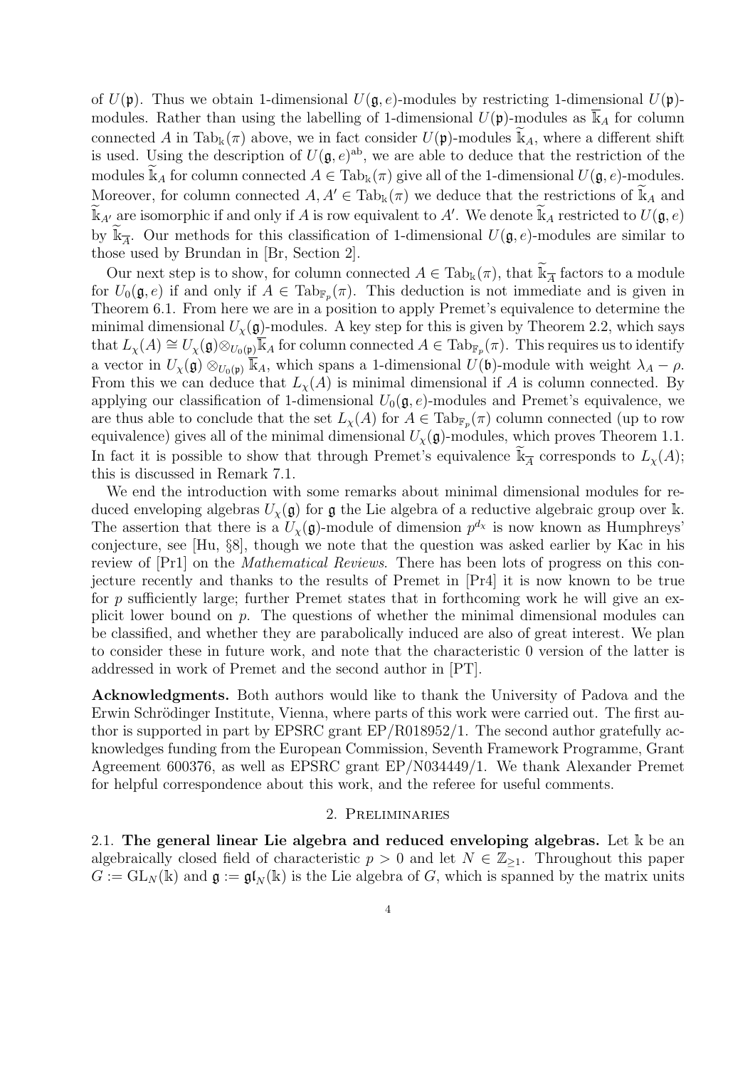of $U(\mathfrak{p})$. Thus we obtain 1-dimensional $U(\mathfrak{g},e)$-modules by restricting 1-dimensional $U(\mathfrak{p})$-modules. Rather than using the labelling of 1-dimensional $U(\mathfrak{p})$-modules as $\overline{\mathbb{k}}_A$ for column connected $A$ in $\mathrm{Tab}_{\mathbb{k}}(\pi)$ above, we in fact consider $U(\mathfrak{p})$-modules $\widetilde{\mathbb{k}}_A$, where a different shift is used. Using the description of $U(\mathfrak{g},e)^{\mathrm{ab}}$, we are able to deduce that the restriction of the modules $\widetilde{\mathbb{k}}_A$ for column connected $A \in \mathrm{Tab}_{\mathbb{k}}(\pi)$ give all of the 1-dimensional $U(\mathfrak{g},e)$-modules. Moreover, for column connected $A, A' \in \mathrm{Tab}_{\mathbb{k}}(\pi)$ we deduce that the restrictions of $\widetilde{\mathbb{k}}_A$ and $\widetilde{\mathbb{k}}_{A'}$ are isomorphic if and only if $A$ is row equivalent to $A'$. We denote $\widetilde{\mathbb{k}}_A$ restricted to $U(\mathfrak{g},e)$ by $\widetilde{\mathbb{k}}_{\overline{A}}$. Our methods for this classification of 1-dimensional $U(\mathfrak{g},e)$-modules are similar to those used by Brundan in [Br, Section 2].

Our next step is to show, for column connected $A \in \mathrm{Tab}_{\mathbb{k}}(\pi)$, that $\widetilde{\mathbb{k}}_{\overline{A}}$ factors to a module for $U_0(\mathfrak{g},e)$ if and only if $A \in \mathrm{Tab}_{\mathbb{F}_p}(\pi)$. This deduction is not immediate and is given in Theorem 6.1. From here we are in a position to apply Premet's equivalence to determine the minimal dimensional $U_\chi(\mathfrak{g})$-modules. A key step for this is given by Theorem 2.2, which says that $L_\chi(A) \cong U_\chi(\mathfrak{g}) \otimes_{U_0(\mathfrak{p})} \overline{\mathbb{k}}_A$ for column connected $A \in \mathrm{Tab}_{\mathbb{F}_p}(\pi)$. This requires us to identify a vector in $U_\chi(\mathfrak{g}) \otimes_{U_0(\mathfrak{p})} \overline{\mathbb{k}}_A$, which spans a 1-dimensional $U(\mathfrak{b})$-module with weight $\lambda_A - \rho$. From this we can deduce that $L_\chi(A)$ is minimal dimensional if $A$ is column connected. By applying our classification of 1-dimensional $U_0(\mathfrak{g},e)$-modules and Premet's equivalence, we are thus able to conclude that the set $L_\chi(A)$ for $A \in \mathrm{Tab}_{\mathbb{F}_p}(\pi)$ column connected (up to row equivalence) gives all of the minimal dimensional $U_\chi(\mathfrak{g})$-modules, which proves Theorem 1.1. In fact it is possible to show that through Premet's equivalence $\widetilde{\mathbb{k}}_{\overline{A}}$ corresponds to $L_\chi(A)$; this is discussed in Remark 7.1.

We end the introduction with some remarks about minimal dimensional modules for reduced enveloping algebras $U_\chi(\mathfrak{g})$ for $\mathfrak{g}$ the Lie algebra of a reductive algebraic group over $\mathbb{k}$. The assertion that there is a $U_\chi(\mathfrak{g})$-module of dimension $p^{d_\chi}$ is now known as Humphreys' conjecture, see [Hu, §8], though we note that the question was asked earlier by Kac in his review of [Pr1] on the *Mathematical Reviews*. There has been lots of progress on this conjecture recently and thanks to the results of Premet in [Pr4] it is now known to be true for $p$ sufficiently large; further Premet states that in forthcoming work he will give an explicit lower bound on $p$. The questions of whether the minimal dimensional modules can be classified, and whether they are parabolically induced are also of great interest. We plan to consider these in future work, and note that the characteristic 0 version of the latter is addressed in work of Premet and the second author in [PT].

**Acknowledgments.** Both authors would like to thank the University of Padova and the Erwin Schrödinger Institute, Vienna, where parts of this work were carried out. The first author is supported in part by EPSRC grant EP/R018952/1. The second author gratefully acknowledges funding from the European Commission, Seventh Framework Programme, Grant Agreement 600376, as well as EPSRC grant EP/N034449/1. We thank Alexander Premet for helpful correspondence about this work, and the referee for useful comments.

## 2. Preliminaries

2.1. **The general linear Lie algebra and reduced enveloping algebras.** Let $\mathbb{k}$ be an algebraically closed field of characteristic $p > 0$ and let $N \in \mathbb{Z}_{\geq 1}$. Throughout this paper $G := \mathrm{GL}_N(\mathbb{k})$ and $\mathfrak{g} := \mathfrak{gl}_N(\mathbb{k})$ is the Lie algebra of $G$, which is spanned by the matrix units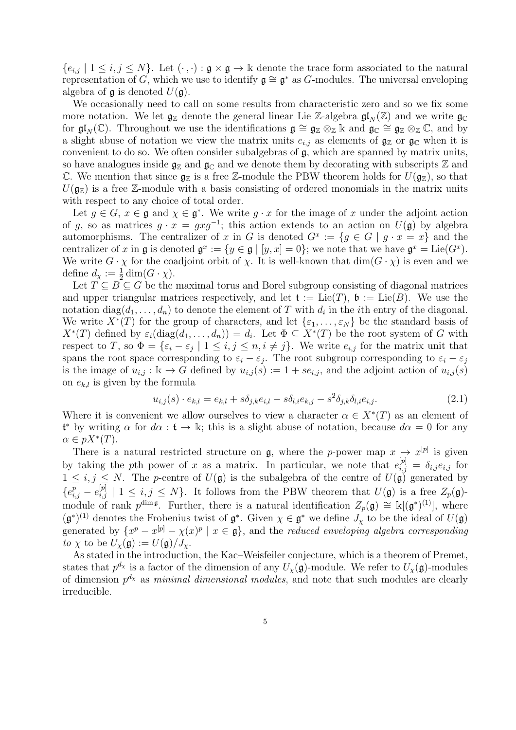$\{e_{i,j} \mid 1 \leq i,j \leq N\}$. Let $(\cdot\,,\cdot) : \mathfrak{g} \times \mathfrak{g} \to \Bbbk$ denote the trace form associated to the natural representation of $G$, which we use to identify $\mathfrak{g} \cong \mathfrak{g}^*$ as $G$-modules. The universal enveloping algebra of $\mathfrak{g}$ is denoted $U(\mathfrak{g})$.

We occasionally need to call on some results from characteristic zero and so we fix some more notation. We let $\mathfrak{g}_\mathbb{Z}$ denote the general linear Lie $\mathbb{Z}$-algebra $\mathfrak{gl}_N(\mathbb{Z})$ and we write $\mathfrak{g}_\mathbb{C}$ for $\mathfrak{gl}_N(\mathbb{C})$. Throughout we use the identifications $\mathfrak{g} \cong \mathfrak{g}_\mathbb{Z} \otimes_\mathbb{Z} \Bbbk$ and $\mathfrak{g}_\mathbb{C} \cong \mathfrak{g}_\mathbb{Z} \otimes_\mathbb{Z} \mathbb{C}$, and by a slight abuse of notation we view the matrix units $e_{i,j}$ as elements of $\mathfrak{g}_\mathbb{Z}$ or $\mathfrak{g}_\mathbb{C}$ when it is convenient to do so. We often consider subalgebras of $\mathfrak{g}$, which are spanned by matrix units, so have analogues inside $\mathfrak{g}_\mathbb{Z}$ and $\mathfrak{g}_\mathbb{C}$ and we denote them by decorating with subscripts $\mathbb{Z}$ and $\mathbb{C}$. We mention that since $\mathfrak{g}_\mathbb{Z}$ is a free $\mathbb{Z}$-module the PBW theorem holds for $U(\mathfrak{g}_\mathbb{Z})$, so that $U(\mathfrak{g}_\mathbb{Z})$ is a free $\mathbb{Z}$-module with a basis consisting of ordered monomials in the matrix units with respect to any choice of total order.

Let $g \in G$, $x \in \mathfrak{g}$ and $\chi \in \mathfrak{g}^*$. We write $g \cdot x$ for the image of $x$ under the adjoint action of $g$, so as matrices $g \cdot x = gxg^{-1}$; this action extends to an action on $U(\mathfrak{g})$ by algebra automorphisms. The centralizer of $x$ in $G$ is denoted $G^x := \{g \in G \mid g \cdot x = x\}$ and the centralizer of $x$ in $\mathfrak{g}$ is denoted $\mathfrak{g}^x := \{y \in \mathfrak{g} \mid [y,x] = 0\}$; we note that we have $\mathfrak{g}^x = \mathrm{Lie}(G^x)$. We write $G \cdot \chi$ for the coadjoint orbit of $\chi$. It is well-known that $\dim(G \cdot \chi)$ is even and we define $d_\chi := \frac{1}{2}\dim(G \cdot \chi)$.

Let $T \subseteq B \subseteq G$ be the maximal torus and Borel subgroup consisting of diagonal matrices and upper triangular matrices respectively, and let $\mathfrak{t} := \mathrm{Lie}(T)$, $\mathfrak{b} := \mathrm{Lie}(B)$. We use the notation $\mathrm{diag}(d_1, \dots, d_n)$ to denote the element of $T$ with $d_i$ in the $i$th entry of the diagonal. We write $X^*(T)$ for the group of characters, and let $\{\varepsilon_1, \dots, \varepsilon_N\}$ be the standard basis of $X^*(T)$ defined by $\varepsilon_i(\mathrm{diag}(d_1, \dots, d_n)) = d_i$. Let $\Phi \subseteq X^*(T)$ be the root system of $G$ with respect to $T$, so $\Phi = \{\varepsilon_i - \varepsilon_j \mid 1 \leq i,j \leq n, i \neq j\}$. We write $e_{i,j}$ for the matrix unit that spans the root space corresponding to $\varepsilon_i - \varepsilon_j$. The root subgroup corresponding to $\varepsilon_i - \varepsilon_j$ is the image of $u_{i,j} : \Bbbk \to G$ defined by $u_{i,j}(s) := 1 + se_{i,j}$, and the adjoint action of $u_{i,j}(s)$ on $e_{k,l}$ is given by the formula

$$u_{i,j}(s) \cdot e_{k,l} = e_{k,l} + s\delta_{j,k}e_{i,l} - s\delta_{l,i}e_{k,j} - s^2\delta_{j,k}\delta_{l,i}e_{i,j}. \tag{2.1}$$

Where it is convenient we allow ourselves to view a character $\alpha \in X^*(T)$ as an element of $\mathfrak{t}^*$ by writing $\alpha$ for $d\alpha : \mathfrak{t} \to \Bbbk$; this is a slight abuse of notation, because $d\alpha = 0$ for any $\alpha \in pX^*(T)$.

There is a natural restricted structure on $\mathfrak{g}$, where the $p$-power map $x \mapsto x^{[p]}$ is given by taking the $p$th power of $x$ as a matrix. In particular, we note that $e_{i,j}^{[p]} = \delta_{i,j}e_{i,j}$ for $1 \leq i,j \leq N$. The $p$-centre of $U(\mathfrak{g})$ is the subalgebra of the centre of $U(\mathfrak{g})$ generated by $\{e_{i,j}^p - e_{i,j}^{[p]} \mid 1 \leq i,j \leq N\}$. It follows from the PBW theorem that $U(\mathfrak{g})$ is a free $Z_p(\mathfrak{g})$-module of rank $p^{\dim \mathfrak{g}}$. Further, there is a natural identification $Z_p(\mathfrak{g}) \cong \Bbbk[(\mathfrak{g}^*)^{(1)}]$, where $(\mathfrak{g}^*)^{(1)}$ denotes the Frobenius twist of $\mathfrak{g}^*$. Given $\chi \in \mathfrak{g}^*$ we define $J_\chi$ to be the ideal of $U(\mathfrak{g})$ generated by $\{x^p - x^{[p]} - \chi(x)^p \mid x \in \mathfrak{g}\}$, and the *reduced enveloping algebra corresponding to* $\chi$ to be $U_\chi(\mathfrak{g}) := U(\mathfrak{g})/J_\chi$.

As stated in the introduction, the Kac–Weisfeiler conjecture, which is a theorem of Premet, states that $p^{d_\chi}$ is a factor of the dimension of any $U_\chi(\mathfrak{g})$-module. We refer to $U_\chi(\mathfrak{g})$-modules of dimension $p^{d_\chi}$ as *minimal dimensional modules*, and note that such modules are clearly irreducible.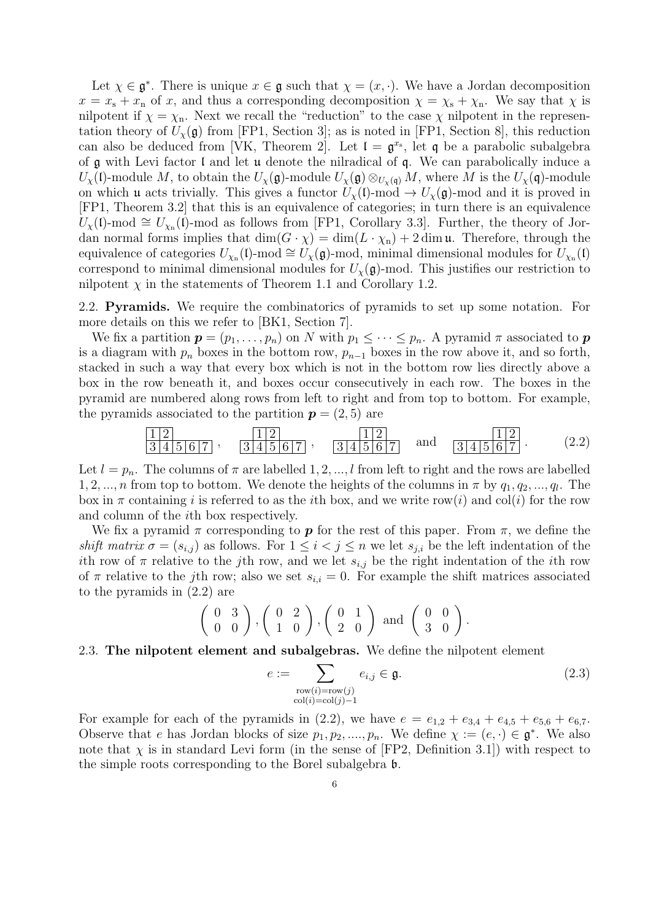Let $\chi \in \mathfrak{g}^*$. There is unique $x \in \mathfrak{g}$ such that $\chi = (x, \cdot)$. We have a Jordan decomposition $x = x_{\mathrm{s}} + x_{\mathrm{n}}$ of $x$, and thus a corresponding decomposition $\chi = \chi_{\mathrm{s}} + \chi_{\mathrm{n}}$. We say that $\chi$ is nilpotent if $\chi = \chi_{\mathrm{n}}$. Next we recall the "reduction" to the case $\chi$ nilpotent in the representation theory of $U_\chi(\mathfrak{g})$ from [FP1, Section 3]; as is noted in [FP1, Section 8], this reduction can also be deduced from [VK, Theorem 2]. Let $\mathfrak{l} = \mathfrak{g}^{x_{\mathrm{s}}}$, let $\mathfrak{q}$ be a parabolic subalgebra of $\mathfrak{g}$ with Levi factor $\mathfrak{l}$ and let $\mathfrak{u}$ denote the nilradical of $\mathfrak{q}$. We can parabolically induce a $U_\chi(\mathfrak{l})$-module $M$, to obtain the $U_\chi(\mathfrak{g})$-module $U_\chi(\mathfrak{g}) \otimes_{U_\chi(\mathfrak{q})} M$, where $M$ is the $U_\chi(\mathfrak{q})$-module on which $\mathfrak{u}$ acts trivially. This gives a functor $U_\chi(\mathfrak{l})\text{-mod} \to U_\chi(\mathfrak{g})\text{-mod}$ and it is proved in [FP1, Theorem 3.2] that this is an equivalence of categories; in turn there is an equivalence $U_\chi(\mathfrak{l})\text{-mod} \cong U_{\chi_{\mathrm{n}}}(\mathfrak{l})\text{-mod}$ as follows from [FP1, Corollary 3.3]. Further, the theory of Jordan normal forms implies that $\dim(G \cdot \chi) = \dim(L \cdot \chi_{\mathrm{n}}) + 2 \dim \mathfrak{u}$. Therefore, through the equivalence of categories $U_{\chi_{\mathrm{n}}}(\mathfrak{l})\text{-mod} \cong U_\chi(\mathfrak{g})\text{-mod}$, minimal dimensional modules for $U_{\chi_{\mathrm{n}}}(\mathfrak{l})$ correspond to minimal dimensional modules for $U_\chi(\mathfrak{g})$-mod. This justifies our restriction to nilpotent $\chi$ in the statements of Theorem 1.1 and Corollary 1.2.

**2.2. Pyramids.** We require the combinatorics of pyramids to set up some notation. For more details on this we refer to [BK1, Section 7].

We fix a partition $\boldsymbol{p} = (p_1, \dots, p_n)$ on $N$ with $p_1 \le \dots \le p_n$. A pyramid $\pi$ associated to $\boldsymbol{p}$ is a diagram with $p_n$ boxes in the bottom row, $p_{n-1}$ boxes in the row above it, and so forth, stacked in such a way that every box which is not in the bottom row lies directly above a box in the row beneath it, and boxes occur consecutively in each row. The boxes in the pyramid are numbered along rows from left to right and from top to bottom. For example, the pyramids associated to the partition $\boldsymbol{p} = (2, 5)$ are

$$\begin{array}{|c|c|c|c|c|}\hline 1&2&\multicolumn{3}{c}{}\\\hline 3&4&5&6&7\\\hline\end{array}\,,\quad \begin{array}{c|c|c|c|c|}\cline{2-3} \multicolumn{1}{c|}{}&1&2&\multicolumn{2}{c}{}\\\hline \multicolumn{1}{|c|}{3}&4&5&6&7\\\hline\end{array}\,,\quad \begin{array}{c|c|c|c|c|}\cline{3-4} \multicolumn{2}{c|}{}&1&2&\multicolumn{1}{c}{}\\\hline \multicolumn{1}{|c|}{3}&4&5&6&7\\\hline\end{array}\quad\text{and}\quad \begin{array}{c|c|c|c|c|}\cline{4-5} \multicolumn{3}{c|}{}&1&2\\\hline \multicolumn{1}{|c|}{3}&4&5&6&7\\\hline\end{array}\,. \tag{2.2}$$

Let $l = p_n$. The columns of $\pi$ are labelled $1, 2, \dots, l$ from left to right and the rows are labelled $1, 2, \dots, n$ from top to bottom. We denote the heights of the columns in $\pi$ by $q_1, q_2, \dots, q_l$. The box in $\pi$ containing $i$ is referred to as the $i$th box, and we write $\mathrm{row}(i)$ and $\mathrm{col}(i)$ for the row and column of the $i$th box respectively.

We fix a pyramid $\pi$ corresponding to $\boldsymbol{p}$ for the rest of this paper. From $\pi$, we define the *shift matrix* $\sigma = (s_{i,j})$ as follows. For $1 \le i < j \le n$ we let $s_{j,i}$ be the left indentation of the $i$th row of $\pi$ relative to the $j$th row, and we let $s_{i,j}$ be the right indentation of the $i$th row of $\pi$ relative to the $j$th row; also we set $s_{i,i} = 0$. For example the shift matrices associated to the pyramids in (2.2) are

$$\begin{pmatrix} 0 & 3 \\ 0 & 0 \end{pmatrix}, \begin{pmatrix} 0 & 2 \\ 1 & 0 \end{pmatrix}, \begin{pmatrix} 0 & 1 \\ 2 & 0 \end{pmatrix} \text{ and } \begin{pmatrix} 0 & 0 \\ 3 & 0 \end{pmatrix}.$$

**2.3. The nilpotent element and subalgebras.** We define the nilpotent element

$$e := \sum_{\substack{\mathrm{row}(i)=\mathrm{row}(j) \\ \mathrm{col}(i)=\mathrm{col}(j)-1}} e_{i,j} \in \mathfrak{g}. \tag{2.3}$$

For example for each of the pyramids in (2.2), we have $e = e_{1,2} + e_{3,4} + e_{4,5} + e_{5,6} + e_{6,7}$. Observe that $e$ has Jordan blocks of size $p_1, p_2, \dots, p_n$. We define $\chi := (e, \cdot) \in \mathfrak{g}^*$. We also note that $\chi$ is in standard Levi form (in the sense of [FP2, Definition 3.1]) with respect to the simple roots corresponding to the Borel subalgebra $\mathfrak{b}$.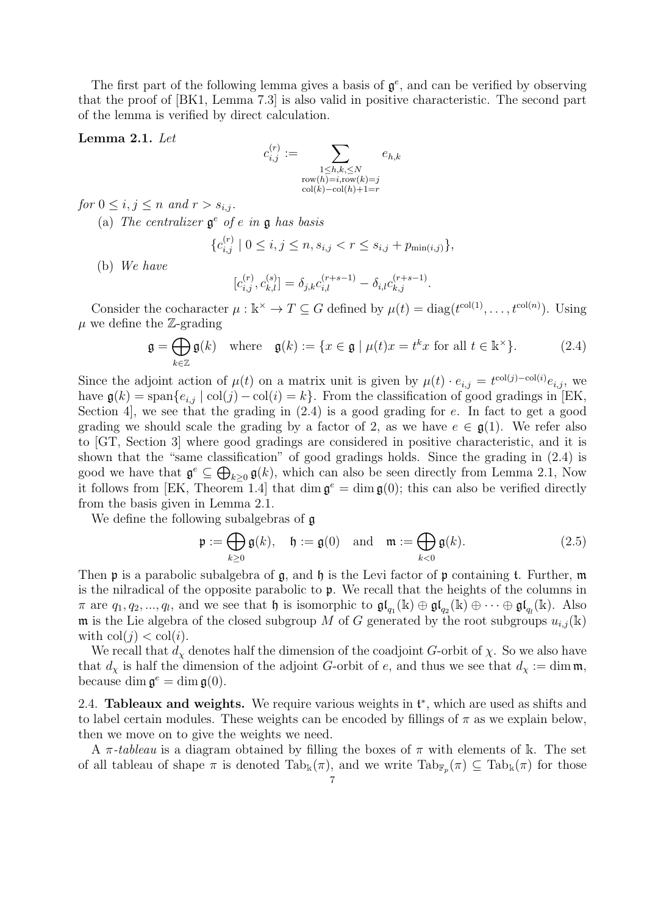The first part of the following lemma gives a basis of $\mathfrak{g}^e$, and can be verified by observing that the proof of [BK1, Lemma 7.3] is also valid in positive characteristic. The second part of the lemma is verified by direct calculation.

**Lemma 2.1.** *Let*

$$c_{i,j}^{(r)} := \sum_{\substack{1 \le h,k, \le N \\ \mathrm{row}(h)=i, \mathrm{row}(k)=j \\ \mathrm{col}(k)-\mathrm{col}(h)+1=r}} e_{h,k}$$

*for* $0 \le i, j \le n$ *and* $r > s_{i,j}$.

(a) *The centralizer* $\mathfrak{g}^e$ *of* $e$ *in* $\mathfrak{g}$ *has basis*

$$\{c_{i,j}^{(r)} \mid 0 \le i, j \le n, s_{i,j} < r \le s_{i,j} + p_{\min(i,j)}\},$$

(b) *We have*

$$[c_{i,j}^{(r)}, c_{k,l}^{(s)}] = \delta_{j,k} c_{i,l}^{(r+s-1)} - \delta_{i,l} c_{k,j}^{(r+s-1)}.$$

Consider the cocharacter $\mu : \mathbb{k}^\times \to T \subseteq G$ defined by $\mu(t) = \mathrm{diag}(t^{\mathrm{col}(1)}, \dots, t^{\mathrm{col}(n)})$. Using $\mu$ we define the $\mathbb{Z}$-grading

$$\mathfrak{g} = \bigoplus_{k \in \mathbb{Z}} \mathfrak{g}(k) \quad \text{where} \quad \mathfrak{g}(k) := \{x \in \mathfrak{g} \mid \mu(t)x = t^k x \text{ for all } t \in \mathbb{k}^\times\}. \tag{2.4}$$

Since the adjoint action of $\mu(t)$ on a matrix unit is given by $\mu(t) \cdot e_{i,j} = t^{\mathrm{col}(j)-\mathrm{col}(i)} e_{i,j}$, we have $\mathfrak{g}(k) = \mathrm{span}\{e_{i,j} \mid \mathrm{col}(j) - \mathrm{col}(i) = k\}$. From the classification of good gradings in [EK, Section 4], we see that the grading in (2.4) is a good grading for $e$. In fact to get a good grading we should scale the grading by a factor of 2, as we have $e \in \mathfrak{g}(1)$. We refer also to [GT, Section 3] where good gradings are considered in positive characteristic, and it is shown that the "same classification" of good gradings holds. Since the grading in (2.4) is good we have that $\mathfrak{g}^e \subseteq \bigoplus_{k \ge 0} \mathfrak{g}(k)$, which can also be seen directly from Lemma 2.1, Now it follows from [EK, Theorem 1.4] that $\dim \mathfrak{g}^e = \dim \mathfrak{g}(0)$; this can also be verified directly from the basis given in Lemma 2.1.

We define the following subalgebras of $\mathfrak{g}$

$$\mathfrak{p} := \bigoplus_{k \ge 0} \mathfrak{g}(k), \quad \mathfrak{h} := \mathfrak{g}(0) \quad \text{and} \quad \mathfrak{m} := \bigoplus_{k < 0} \mathfrak{g}(k). \tag{2.5}$$

Then $\mathfrak{p}$ is a parabolic subalgebra of $\mathfrak{g}$, and $\mathfrak{h}$ is the Levi factor of $\mathfrak{p}$ containing $\mathfrak{t}$. Further, $\mathfrak{m}$ is the nilradical of the opposite parabolic to $\mathfrak{p}$. We recall that the heights of the columns in $\pi$ are $q_1, q_2, ..., q_l$, and we see that $\mathfrak{h}$ is isomorphic to $\mathfrak{gl}_{q_1}(\mathbb{k}) \oplus \mathfrak{gl}_{q_2}(\mathbb{k}) \oplus \cdots \oplus \mathfrak{gl}_{q_l}(\mathbb{k})$. Also $\mathfrak{m}$ is the Lie algebra of the closed subgroup $M$ of $G$ generated by the root subgroups $u_{i,j}(\mathbb{k})$ with $\mathrm{col}(j) < \mathrm{col}(i)$.

We recall that $d_\chi$ denotes half the dimension of the coadjoint $G$-orbit of $\chi$. So we also have that $d_\chi$ is half the dimension of the adjoint $G$-orbit of $e$, and thus we see that $d_\chi := \dim \mathfrak{m}$, because $\dim \mathfrak{g}^e = \dim \mathfrak{g}(0)$.

**2.4. Tableaux and weights.** We require various weights in $\mathfrak{t}^*$, which are used as shifts and to label certain modules. These weights can be encoded by fillings of $\pi$ as we explain below, then we move on to give the weights we need.

A $\pi$-*tableau* is a diagram obtained by filling the boxes of $\pi$ with elements of $\mathbb{k}$. The set of all tableau of shape $\pi$ is denoted $\mathrm{Tab}_{\mathbb{k}}(\pi)$, and we write $\mathrm{Tab}_{\mathbb{F}_p}(\pi) \subseteq \mathrm{Tab}_{\mathbb{k}}(\pi)$ for those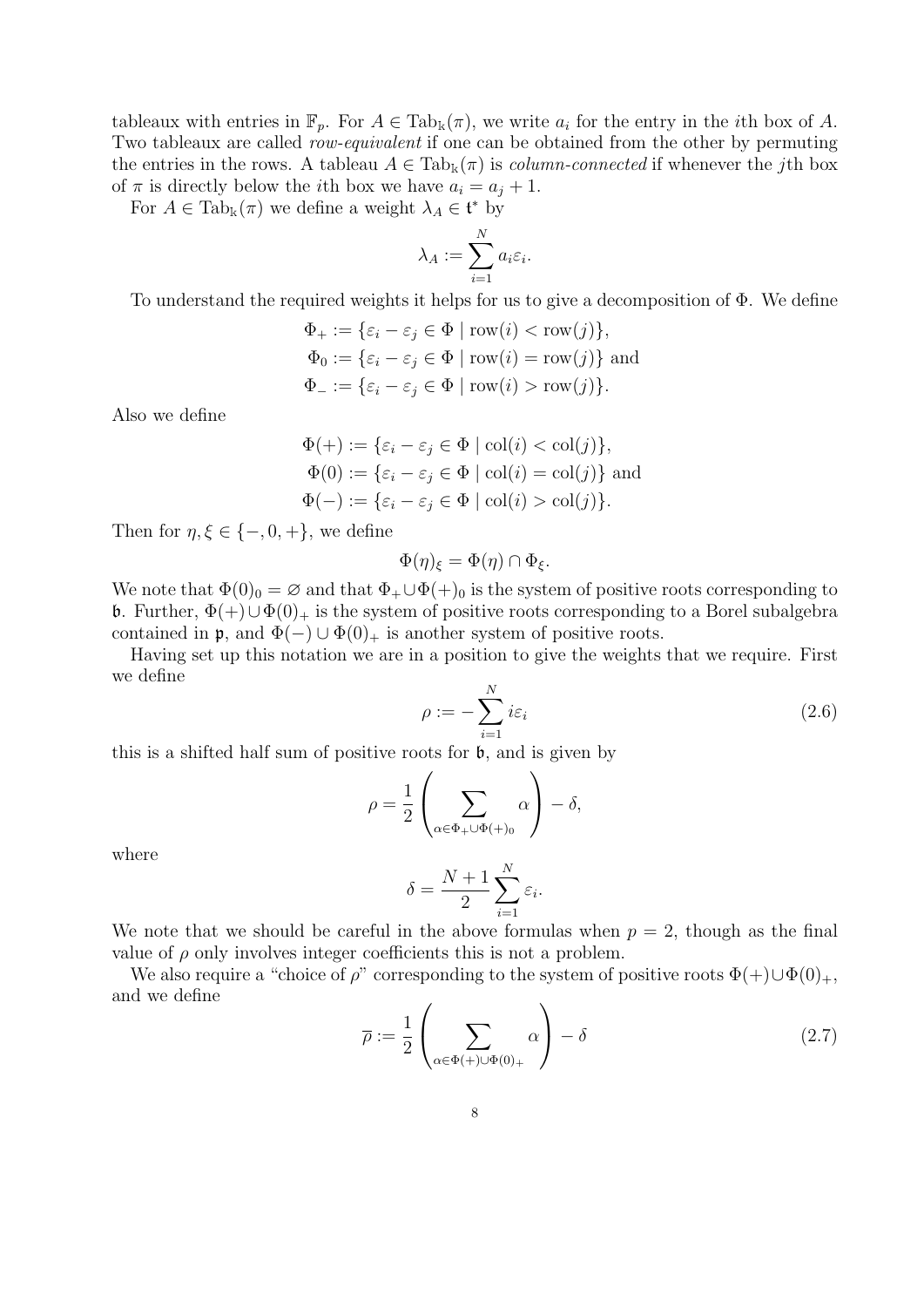tableaux with entries in $\mathbb{F}_p$. For $A \in \mathrm{Tab}_{\Bbbk}(\pi)$, we write $a_i$ for the entry in the $i$th box of $A$. Two tableaux are called *row-equivalent* if one can be obtained from the other by permuting the entries in the rows. A tableau $A \in \mathrm{Tab}_{\Bbbk}(\pi)$ is *column-connected* if whenever the $j$th box of $\pi$ is directly below the $i$th box we have $a_i = a_j + 1$.

For $A \in \mathrm{Tab}_{\Bbbk}(\pi)$ we define a weight $\lambda_A \in \mathfrak{t}^*$ by

$$\lambda_A := \sum_{i=1}^{N} a_i \varepsilon_i.$$

To understand the required weights it helps for us to give a decomposition of $\Phi$. We define

$$\begin{aligned}
\Phi_+ &:= \{\varepsilon_i - \varepsilon_j \in \Phi \mid \mathrm{row}(i) < \mathrm{row}(j)\}, \\
\Phi_0 &:= \{\varepsilon_i - \varepsilon_j \in \Phi \mid \mathrm{row}(i) = \mathrm{row}(j)\} \text{ and} \\
\Phi_- &:= \{\varepsilon_i - \varepsilon_j \in \Phi \mid \mathrm{row}(i) > \mathrm{row}(j)\}.
\end{aligned}$$

Also we define

$$\begin{aligned}
\Phi(+) &:= \{\varepsilon_i - \varepsilon_j \in \Phi \mid \mathrm{col}(i) < \mathrm{col}(j)\}, \\
\Phi(0) &:= \{\varepsilon_i - \varepsilon_j \in \Phi \mid \mathrm{col}(i) = \mathrm{col}(j)\} \text{ and} \\
\Phi(-) &:= \{\varepsilon_i - \varepsilon_j \in \Phi \mid \mathrm{col}(i) > \mathrm{col}(j)\}.
\end{aligned}$$

Then for $\eta, \xi \in \{-, 0, +\}$, we define

$$\Phi(\eta)_\xi = \Phi(\eta) \cap \Phi_\xi.$$

We note that $\Phi(0)_0 = \varnothing$ and that $\Phi_+ \cup \Phi(+)_0$ is the system of positive roots corresponding to $\mathfrak{b}$. Further, $\Phi(+) \cup \Phi(0)_+$ is the system of positive roots corresponding to a Borel subalgebra contained in $\mathfrak{p}$, and $\Phi(-) \cup \Phi(0)_+$ is another system of positive roots.

Having set up this notation we are in a position to give the weights that we require. First we define

$$\rho := -\sum_{i=1}^{N} i\varepsilon_i \tag{2.6}$$

this is a shifted half sum of positive roots for $\mathfrak{b}$, and is given by

$$\rho = \frac{1}{2}\left(\sum_{\alpha \in \Phi_+ \cup \Phi(+)_0} \alpha\right) - \delta,$$

where

$$\delta = \frac{N+1}{2}\sum_{i=1}^{N} \varepsilon_i.$$

We note that we should be careful in the above formulas when $p = 2$, though as the final value of $\rho$ only involves integer coefficients this is not a problem.

We also require a "choice of $\rho$" corresponding to the system of positive roots $\Phi(+) \cup \Phi(0)_+$, and we define

$$\overline{\rho} := \frac{1}{2}\left(\sum_{\alpha \in \Phi(+) \cup \Phi(0)_+} \alpha\right) - \delta \tag{2.7}$$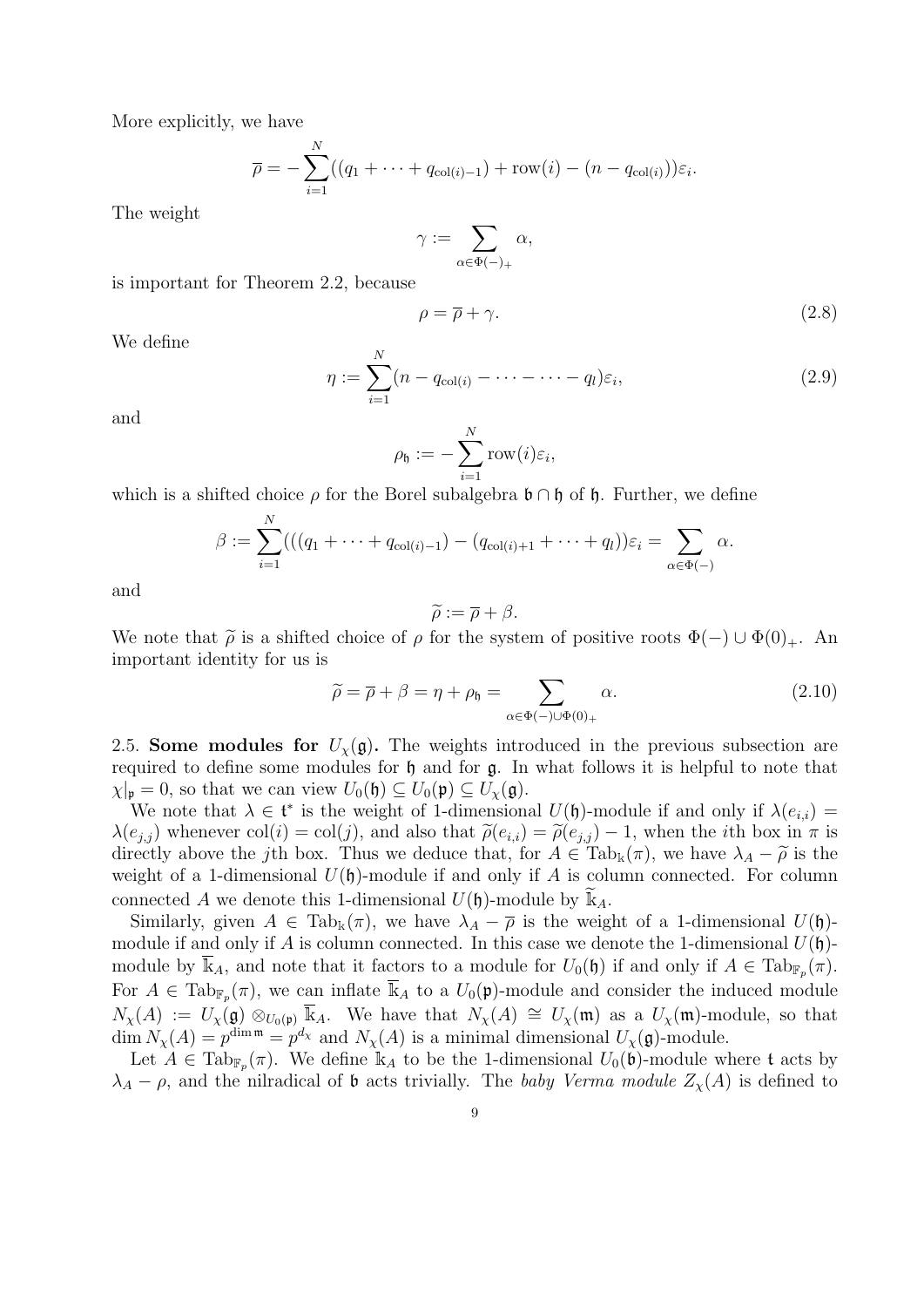More explicitly, we have

$$\overline{\rho} = -\sum_{i=1}^{N}((q_1 + \cdots + q_{\mathrm{col}(i)-1}) + \mathrm{row}(i) - (n - q_{\mathrm{col}(i)}))\varepsilon_i.$$

The weight

$$\gamma := \sum_{\alpha \in \Phi(-)_+} \alpha,$$

is important for Theorem 2.2, because

$$\rho = \overline{\rho} + \gamma. \tag{2.8}$$

We define

$$\eta := \sum_{i=1}^{N}(n - q_{\mathrm{col}(i)} - \cdots - \cdots - q_l)\varepsilon_i, \tag{2.9}$$

and

$$\rho_{\mathfrak{h}} := -\sum_{i=1}^{N} \mathrm{row}(i)\varepsilon_i,$$

which is a shifted choice $\rho$ for the Borel subalgebra $\mathfrak{b} \cap \mathfrak{h}$ of $\mathfrak{h}$. Further, we define

$$\beta := \sum_{i=1}^{N}(((q_1 + \cdots + q_{\mathrm{col}(i)-1}) - (q_{\mathrm{col}(i)+1} + \cdots + q_l))\varepsilon_i = \sum_{\alpha \in \Phi(-)} \alpha.$$

and

$$\widetilde{\rho} := \overline{\rho} + \beta.$$

We note that $\widetilde{\rho}$ is a shifted choice of $\rho$ for the system of positive roots $\Phi(-) \cup \Phi(0)_+$. An important identity for us is

$$\widetilde{\rho} = \overline{\rho} + \beta = \eta + \rho_{\mathfrak{h}} = \sum_{\alpha \in \Phi(-) \cup \Phi(0)_+} \alpha. \tag{2.10}$$

2.5. **Some modules for $U_\chi(\mathfrak{g})$.** The weights introduced in the previous subsection are required to define some modules for $\mathfrak{h}$ and for $\mathfrak{g}$. In what follows it is helpful to note that $\chi|_{\mathfrak{p}} = 0$, so that we can view $U_0(\mathfrak{h}) \subseteq U_0(\mathfrak{p}) \subseteq U_\chi(\mathfrak{g})$.

We note that $\lambda \in \mathfrak{t}^*$ is the weight of 1-dimensional $U(\mathfrak{h})$-module if and only if $\lambda(e_{i,i}) = \lambda(e_{j,j})$ whenever $\mathrm{col}(i) = \mathrm{col}(j)$, and also that $\widetilde{\rho}(e_{i,i}) = \widetilde{\rho}(e_{j,j}) - 1$, when the $i$th box in $\pi$ is directly above the $j$th box. Thus we deduce that, for $A \in \mathrm{Tab}_{\Bbbk}(\pi)$, we have $\lambda_A - \widetilde{\rho}$ is the weight of a 1-dimensional $U(\mathfrak{h})$-module if and only if $A$ is column connected. For column connected $A$ we denote this 1-dimensional $U(\mathfrak{h})$-module by $\widetilde{\Bbbk}_A$.

Similarly, given $A \in \mathrm{Tab}_{\Bbbk}(\pi)$, we have $\lambda_A - \overline{\rho}$ is the weight of a 1-dimensional $U(\mathfrak{h})$-module if and only if $A$ is column connected. In this case we denote the 1-dimensional $U(\mathfrak{h})$-module by $\overline{\Bbbk}_A$, and note that it factors to a module for $U_0(\mathfrak{h})$ if and only if $A \in \mathrm{Tab}_{\mathbb{F}_p}(\pi)$. For $A \in \mathrm{Tab}_{\mathbb{F}_p}(\pi)$, we can inflate $\overline{\Bbbk}_A$ to a $U_0(\mathfrak{p})$-module and consider the induced module $N_\chi(A) := U_\chi(\mathfrak{g}) \otimes_{U_0(\mathfrak{p})} \overline{\Bbbk}_A$. We have that $N_\chi(A) \cong U_\chi(\mathfrak{m})$ as a $U_\chi(\mathfrak{m})$-module, so that $\dim N_\chi(A) = p^{\dim \mathfrak{m}} = p^{d_\chi}$ and $N_\chi(A)$ is a minimal dimensional $U_\chi(\mathfrak{g})$-module.

Let $A \in \mathrm{Tab}_{\mathbb{F}_p}(\pi)$. We define $\Bbbk_A$ to be the 1-dimensional $U_0(\mathfrak{b})$-module where $\mathfrak{t}$ acts by $\lambda_A - \rho$, and the nilradical of $\mathfrak{b}$ acts trivially. The *baby Verma module* $Z_\chi(A)$ is defined to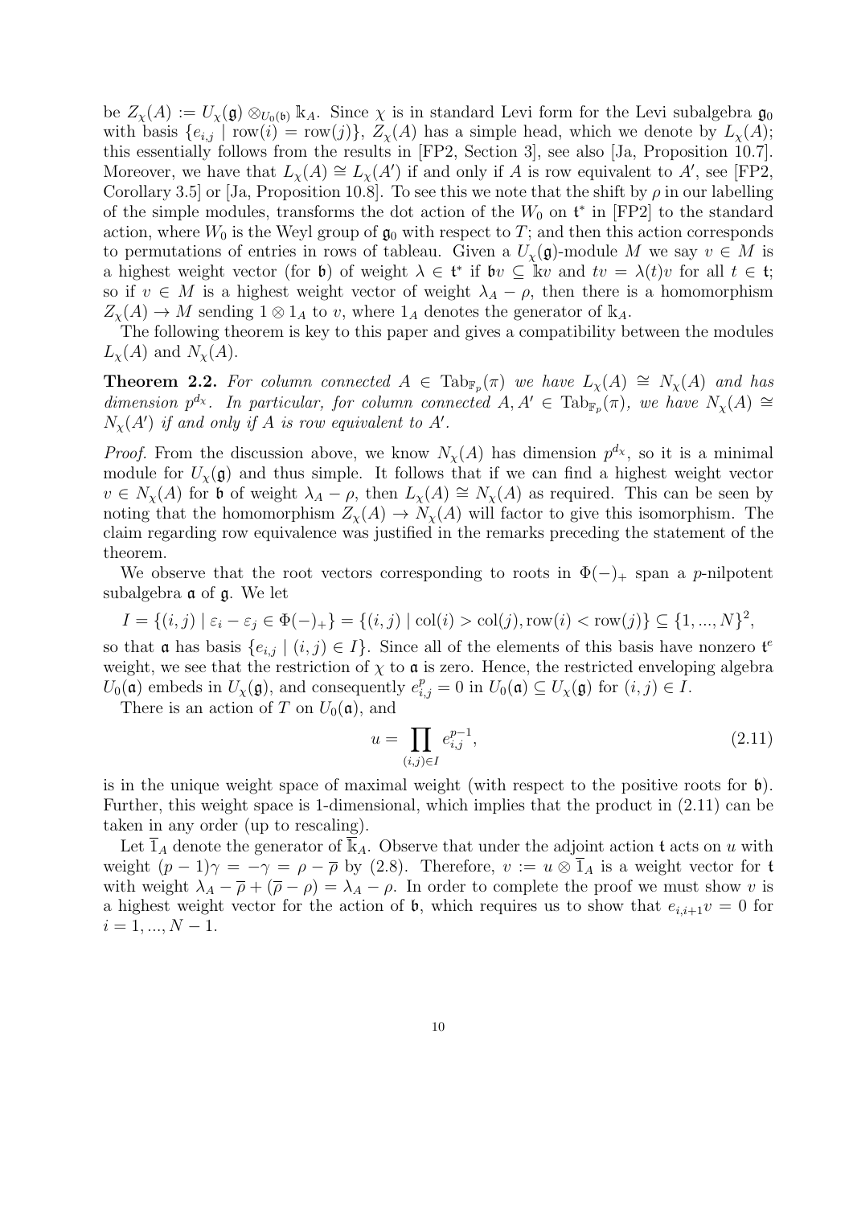be $Z_\chi(A) := U_\chi(\mathfrak{g}) \otimes_{U_0(\mathfrak{b})} \Bbbk_A$. Since $\chi$ is in standard Levi form for the Levi subalgebra $\mathfrak{g}_0$ with basis $\{e_{i,j} \mid \mathrm{row}(i) = \mathrm{row}(j)\}$, $Z_\chi(A)$ has a simple head, which we denote by $L_\chi(A)$; this essentially follows from the results in [FP2, Section 3], see also [Ja, Proposition 10.7]. Moreover, we have that $L_\chi(A) \cong L_\chi(A')$ if and only if $A$ is row equivalent to $A'$, see [FP2, Corollary 3.5] or [Ja, Proposition 10.8]. To see this we note that the shift by $\rho$ in our labelling of the simple modules, transforms the dot action of the $W_0$ on $\mathfrak{t}^*$ in [FP2] to the standard action, where $W_0$ is the Weyl group of $\mathfrak{g}_0$ with respect to $T$; and then this action corresponds to permutations of entries in rows of tableau. Given a $U_\chi(\mathfrak{g})$-module $M$ we say $v \in M$ is a highest weight vector (for $\mathfrak{b}$) of weight $\lambda \in \mathfrak{t}^*$ if $\mathfrak{b}v \subseteq \Bbbk v$ and $tv = \lambda(t)v$ for all $t \in \mathfrak{t}$; so if $v \in M$ is a highest weight vector of weight $\lambda_A - \rho$, then there is a homomorphism $Z_\chi(A) \to M$ sending $1 \otimes 1_A$ to $v$, where $1_A$ denotes the generator of $\Bbbk_A$.

The following theorem is key to this paper and gives a compatibility between the modules $L_\chi(A)$ and $N_\chi(A)$.

**Theorem 2.2.** *For column connected $A \in \mathrm{Tab}_{\mathbb{F}_p}(\pi)$ we have $L_\chi(A) \cong N_\chi(A)$ and has dimension $p^{d_\chi}$. In particular, for column connected $A, A' \in \mathrm{Tab}_{\mathbb{F}_p}(\pi)$, we have $N_\chi(A) \cong N_\chi(A')$ if and only if $A$ is row equivalent to $A'$.*

*Proof.* From the discussion above, we know $N_\chi(A)$ has dimension $p^{d_\chi}$, so it is a minimal module for $U_\chi(\mathfrak{g})$ and thus simple. It follows that if we can find a highest weight vector $v \in N_\chi(A)$ for $\mathfrak{b}$ of weight $\lambda_A - \rho$, then $L_\chi(A) \cong N_\chi(A)$ as required. This can be seen by noting that the homomorphism $Z_\chi(A) \to N_\chi(A)$ will factor to give this isomorphism. The claim regarding row equivalence was justified in the remarks preceding the statement of the theorem.

We observe that the root vectors corresponding to roots in $\Phi(-)_+$ span a $p$-nilpotent subalgebra $\mathfrak{a}$ of $\mathfrak{g}$. We let

$$I = \{(i,j) \mid \varepsilon_i - \varepsilon_j \in \Phi(-)_+\} = \{(i,j) \mid \mathrm{col}(i) > \mathrm{col}(j), \mathrm{row}(i) < \mathrm{row}(j)\} \subseteq \{1, ..., N\}^2,$$

so that $\mathfrak{a}$ has basis $\{e_{i,j} \mid (i,j) \in I\}$. Since all of the elements of this basis have nonzero $\mathfrak{t}^e$ weight, we see that the restriction of $\chi$ to $\mathfrak{a}$ is zero. Hence, the restricted enveloping algebra $U_0(\mathfrak{a})$ embeds in $U_\chi(\mathfrak{g})$, and consequently $e_{i,j}^p = 0$ in $U_0(\mathfrak{a}) \subseteq U_\chi(\mathfrak{g})$ for $(i,j) \in I$.

There is an action of $T$ on $U_0(\mathfrak{a})$, and

$$u = \prod_{(i,j) \in I} e_{i,j}^{p-1}, \tag{2.11}$$

is in the unique weight space of maximal weight (with respect to the positive roots for $\mathfrak{b}$). Further, this weight space is 1-dimensional, which implies that the product in (2.11) can be taken in any order (up to rescaling).

Let $\overline{1}_A$ denote the generator of $\overline{\Bbbk}_A$. Observe that under the adjoint action $\mathfrak{t}$ acts on $u$ with weight $(p-1)\gamma = -\gamma = \rho - \overline{\rho}$ by (2.8). Therefore, $v := u \otimes \overline{1}_A$ is a weight vector for $\mathfrak{t}$ with weight $\lambda_A - \overline{\rho} + (\overline{\rho} - \rho) = \lambda_A - \rho$. In order to complete the proof we must show $v$ is a highest weight vector for the action of $\mathfrak{b}$, which requires us to show that $e_{i,i+1}v = 0$ for $i = 1, ..., N-1$.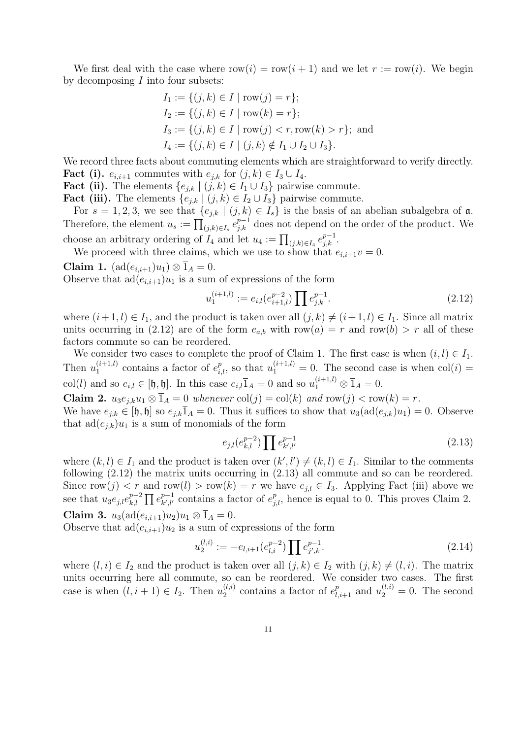We first deal with the case where $\mathrm{row}(i) = \mathrm{row}(i+1)$ and we let $r := \mathrm{row}(i)$. We begin by decomposing $I$ into four subsets:

$$
\begin{aligned}
I_1 &:= \{(j,k) \in I \mid \mathrm{row}(j) = r\};\\
I_2 &:= \{(j,k) \in I \mid \mathrm{row}(k) = r\};\\
I_3 &:= \{(j,k) \in I \mid \mathrm{row}(j) < r, \mathrm{row}(k) > r\}; \text{ and}\\
I_4 &:= \{(j,k) \in I \mid (j,k) \notin I_1 \cup I_2 \cup I_3\}.
\end{aligned}
$$

We record three facts about commuting elements which are straightforward to verify directly.

**Fact (i).** $e_{i,i+1}$ commutes with $e_{j,k}$ for $(j,k) \in I_3 \cup I_4$.

**Fact (ii).** The elements $\{e_{j,k} \mid (j,k) \in I_1 \cup I_3\}$ pairwise commute.

**Fact (iii).** The elements $\{e_{j,k} \mid (j,k) \in I_2 \cup I_3\}$ pairwise commute.

For $s = 1,2,3$, we see that $\{e_{j,k} \mid (j,k) \in I_s\}$ is the basis of an abelian subalgebra of $\mathfrak{a}$. Therefore, the element $u_s := \prod_{(j,k)\in I_s} e_{j,k}^{p-1}$ does not depend on the order of the product. We choose an arbitrary ordering of $I_4$ and let $u_4 := \prod_{(j,k)\in I_4} e_{j,k}^{p-1}$.

We proceed with three claims, which we use to show that $e_{i,i+1}v = 0$.

**Claim 1.** $(\mathrm{ad}(e_{i,i+1})u_1) \otimes \overline{1}_A = 0$.

Observe that $\mathrm{ad}(e_{i,i+1})u_1$ is a sum of expressions of the form

$$u_1^{(i+1,l)} := e_{i,l}(e_{i+1,l}^{p-2}) \prod e_{j,k}^{p-1}. \tag{2.12}$$

where $(i+1,l) \in I_1$, and the product is taken over all $(j,k) \neq (i+1,l) \in I_1$. Since all matrix units occurring in (2.12) are of the form $e_{a,b}$ with $\mathrm{row}(a) = r$ and $\mathrm{row}(b) > r$ all of these factors commute so can be reordered.

We consider two cases to complete the proof of Claim 1. The first case is when $(i,l) \in I_1$. Then $u_1^{(i+1,l)}$ contains a factor of $e_{i,l}^p$, so that $u_1^{(i+1,l)} = 0$. The second case is when $\mathrm{col}(i) = \mathrm{col}(l)$ and so $e_{i,l} \in [\mathfrak{h},\mathfrak{h}]$. In this case $e_{i,l}\overline{1}_A = 0$ and so $u_1^{(i+1,l)} \otimes \overline{1}_A = 0$.

**Claim 2.** $u_3 e_{j,k} u_1 \otimes \overline{1}_A = 0$ *whenever* $\mathrm{col}(j) = \mathrm{col}(k)$ *and* $\mathrm{row}(j) < \mathrm{row}(k) = r$.

We have $e_{j,k} \in [\mathfrak{h},\mathfrak{h}]$ so $e_{j,k}\overline{1}_A = 0$. Thus it suffices to show that $u_3(\mathrm{ad}(e_{j,k})u_1) = 0$. Observe that $\mathrm{ad}(e_{j,k})u_1$ is a sum of monomials of the form

$$e_{j,l}(e_{k,l}^{p-2}) \prod e_{k',l'}^{p-1} \tag{2.13}$$

where $(k,l) \in I_1$ and the product is taken over $(k',l') \neq (k,l) \in I_1$. Similar to the comments following (2.12) the matrix units occurring in (2.13) all commute and so can be reordered. Since $\mathrm{row}(j) < r$ and $\mathrm{row}(l) > \mathrm{row}(k) = r$ we have $e_{j,l} \in I_3$. Applying Fact (iii) above we see that $u_3 e_{j,l} e_{k,l}^{p-2} \prod e_{k',l'}^{p-1}$ contains a factor of $e_{j,l}^p$, hence is equal to 0. This proves Claim 2.

**Claim 3.** $u_3(\mathrm{ad}(e_{i,i+1})u_2)u_1 \otimes \overline{1}_A = 0$.

Observe that $\mathrm{ad}(e_{i,i+1})u_2$ is a sum of expressions of the form

$$u_2^{(l,i)} := -e_{l,i+1}(e_{l,i}^{p-2}) \prod e_{j',k}^{p-1}. \tag{2.14}$$

where $(l,i) \in I_2$ and the product is taken over all $(j,k) \in I_2$ with $(j,k) \neq (l,i)$. The matrix units occurring here all commute, so can be reordered. We consider two cases. The first case is when $(l,i+1) \in I_2$. Then $u_2^{(l,i)}$ contains a factor of $e_{l,i+1}^p$ and $u_2^{(l,i)} = 0$. The second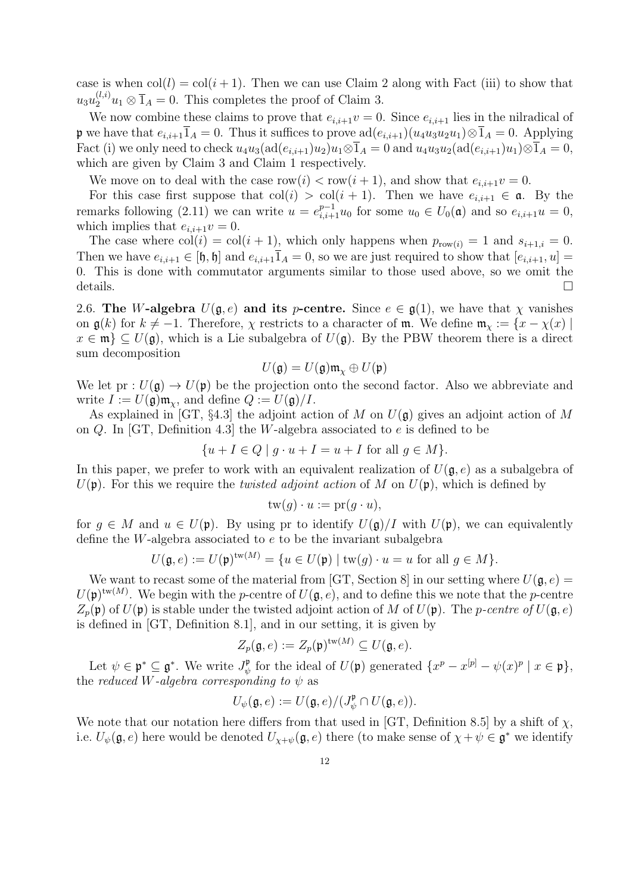case is when $\mathrm{col}(l) = \mathrm{col}(i+1)$. Then we can use Claim 2 along with Fact (iii) to show that $u_3 u_2^{(l,i)} u_1 \otimes \overline{1}_A = 0$. This completes the proof of Claim 3.

We now combine these claims to prove that $e_{i,i+1} v = 0$. Since $e_{i,i+1}$ lies in the nilradical of $\mathfrak{p}$ we have that $e_{i,i+1} \overline{1}_A = 0$. Thus it suffices to prove $\mathrm{ad}(e_{i,i+1})(u_4 u_3 u_2 u_1) \otimes \overline{1}_A = 0$. Applying Fact (i) we only need to check $u_4 u_3 (\mathrm{ad}(e_{i,i+1}) u_2) u_1 \otimes \overline{1}_A = 0$ and $u_4 u_3 u_2 (\mathrm{ad}(e_{i,i+1}) u_1) \otimes \overline{1}_A = 0$, which are given by Claim 3 and Claim 1 respectively.

We move on to deal with the case $\mathrm{row}(i) < \mathrm{row}(i+1)$, and show that $e_{i,i+1} v = 0$.

For this case first suppose that $\mathrm{col}(i) > \mathrm{col}(i+1)$. Then we have $e_{i,i+1} \in \mathfrak{a}$. By the remarks following (2.11) we can write $u = e_{i,i+1}^{p-1} u_0$ for some $u_0 \in U_0(\mathfrak{a})$ and so $e_{i,i+1} u = 0$, which implies that $e_{i,i+1} v = 0$.

The case where $\mathrm{col}(i) = \mathrm{col}(i+1)$, which only happens when $p_{\mathrm{row}(i)} = 1$ and $s_{i+1,i} = 0$. Then we have $e_{i,i+1} \in [\mathfrak{h}, \mathfrak{h}]$ and $e_{i,i+1} \overline{1}_A = 0$, so we are just required to show that $[e_{i,i+1}, u] = 0$. This is done with commutator arguments similar to those used above, so we omit the details. $\square$

2.6. **The $W$-algebra $U(\mathfrak{g}, e)$ and its $p$-centre.** Since $e \in \mathfrak{g}(1)$, we have that $\chi$ vanishes on $\mathfrak{g}(k)$ for $k \neq -1$. Therefore, $\chi$ restricts to a character of $\mathfrak{m}$. We define $\mathfrak{m}_\chi := \{x - \chi(x) \mid x \in \mathfrak{m}\} \subseteq U(\mathfrak{g})$, which is a Lie subalgebra of $U(\mathfrak{g})$. By the PBW theorem there is a direct sum decomposition

$$U(\mathfrak{g}) = U(\mathfrak{g})\mathfrak{m}_\chi \oplus U(\mathfrak{p})$$

We let $\mathrm{pr} : U(\mathfrak{g}) \to U(\mathfrak{p})$ be the projection onto the second factor. Also we abbreviate and write $I := U(\mathfrak{g})\mathfrak{m}_\chi$, and define $Q := U(\mathfrak{g})/I$.

As explained in [GT, §4.3] the adjoint action of $M$ on $U(\mathfrak{g})$ gives an adjoint action of $M$ on $Q$. In [GT, Definition 4.3] the $W$-algebra associated to $e$ is defined to be

$$\{u + I \in Q \mid g \cdot u + I = u + I \text{ for all } g \in M\}.$$

In this paper, we prefer to work with an equivalent realization of $U(\mathfrak{g}, e)$ as a subalgebra of $U(\mathfrak{p})$. For this we require the *twisted adjoint action* of $M$ on $U(\mathfrak{p})$, which is defined by

$$\mathrm{tw}(g) \cdot u := \mathrm{pr}(g \cdot u),$$

for $g \in M$ and $u \in U(\mathfrak{p})$. By using pr to identify $U(\mathfrak{g})/I$ with $U(\mathfrak{p})$, we can equivalently define the $W$-algebra associated to $e$ to be the invariant subalgebra

$$U(\mathfrak{g}, e) := U(\mathfrak{p})^{\mathrm{tw}(M)} = \{u \in U(\mathfrak{p}) \mid \mathrm{tw}(g) \cdot u = u \text{ for all } g \in M\}.$$

We want to recast some of the material from [GT, Section 8] in our setting where $U(\mathfrak{g}, e) = U(\mathfrak{p})^{\mathrm{tw}(M)}$. We begin with the $p$-centre of $U(\mathfrak{g}, e)$, and to define this we note that the $p$-centre $Z_p(\mathfrak{p})$ of $U(\mathfrak{p})$ is stable under the twisted adjoint action of $M$ of $U(\mathfrak{p})$. The *$p$-centre of $U(\mathfrak{g}, e)$* is defined in [GT, Definition 8.1], and in our setting, it is given by

$$Z_p(\mathfrak{g}, e) := Z_p(\mathfrak{p})^{\mathrm{tw}(M)} \subseteq U(\mathfrak{g}, e).$$

Let $\psi \in \mathfrak{p}^* \subseteq \mathfrak{g}^*$. We write $J_\psi^{\mathfrak{p}}$ for the ideal of $U(\mathfrak{p})$ generated $\{x^p - x^{[p]} - \psi(x)^p \mid x \in \mathfrak{p}\}$, the *reduced $W$-algebra corresponding to $\psi$* as

$$U_\psi(\mathfrak{g}, e) := U(\mathfrak{g}, e)/(J_\psi^{\mathfrak{p}} \cap U(\mathfrak{g}, e)).$$

We note that our notation here differs from that used in [GT, Definition 8.5] by a shift of $\chi$, i.e. $U_\psi(\mathfrak{g}, e)$ here would be denoted $U_{\chi+\psi}(\mathfrak{g}, e)$ there (to make sense of $\chi + \psi \in \mathfrak{g}^*$ we identify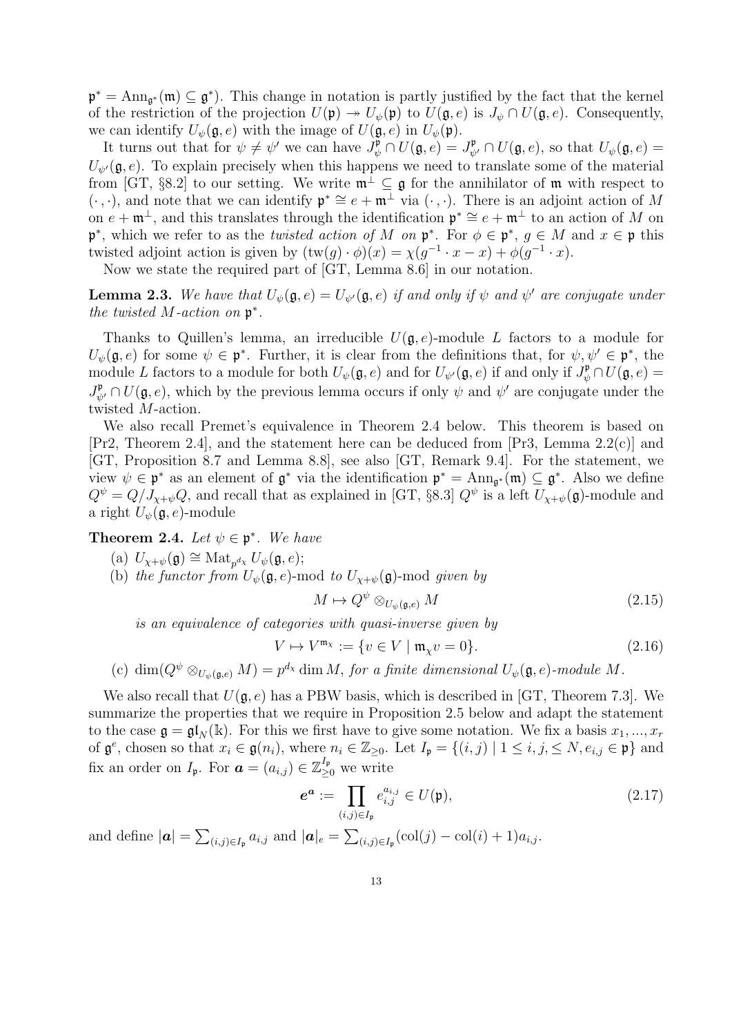$\mathfrak{p}^* = \mathrm{Ann}_{\mathfrak{g}^*}(\mathfrak{m}) \subseteq \mathfrak{g}^*$). This change in notation is partly justified by the fact that the kernel of the restriction of the projection $U(\mathfrak{p}) \twoheadrightarrow U_\psi(\mathfrak{p})$ to $U(\mathfrak{g}, e)$ is $J_\psi \cap U(\mathfrak{g}, e)$. Consequently, we can identify $U_\psi(\mathfrak{g}, e)$ with the image of $U(\mathfrak{g}, e)$ in $U_\psi(\mathfrak{p})$.

It turns out that for $\psi \neq \psi'$ we can have $J_\psi^{\mathfrak{p}} \cap U(\mathfrak{g}, e) = J_{\psi'}^{\mathfrak{p}} \cap U(\mathfrak{g}, e)$, so that $U_\psi(\mathfrak{g}, e) = U_{\psi'}(\mathfrak{g}, e)$. To explain precisely when this happens we need to translate some of the material from [GT, §8.2] to our setting. We write $\mathfrak{m}^\perp \subseteq \mathfrak{g}$ for the annihilator of $\mathfrak{m}$ with respect to $(\cdot\,,\cdot)$, and note that we can identify $\mathfrak{p}^* \cong e + \mathfrak{m}^\perp$ via $(\cdot\,,\cdot)$. There is an adjoint action of $M$ on $e + \mathfrak{m}^\perp$, and this translates through the identification $\mathfrak{p}^* \cong e + \mathfrak{m}^\perp$ to an action of $M$ on $\mathfrak{p}^*$, which we refer to as the *twisted action of* $M$ *on* $\mathfrak{p}^*$. For $\phi \in \mathfrak{p}^*$, $g \in M$ and $x \in \mathfrak{p}$ this twisted adjoint action is given by $(\mathrm{tw}(g) \cdot \phi)(x) = \chi(g^{-1} \cdot x - x) + \phi(g^{-1} \cdot x)$.

Now we state the required part of [GT, Lemma 8.6] in our notation.

**Lemma 2.3.** *We have that $U_\psi(\mathfrak{g}, e) = U_{\psi'}(\mathfrak{g}, e)$ if and only if $\psi$ and $\psi'$ are conjugate under the twisted $M$-action on $\mathfrak{p}^*$.*

Thanks to Quillen's lemma, an irreducible $U(\mathfrak{g}, e)$-module $L$ factors to a module for $U_\psi(\mathfrak{g}, e)$ for some $\psi \in \mathfrak{p}^*$. Further, it is clear from the definitions that, for $\psi, \psi' \in \mathfrak{p}^*$, the module $L$ factors to a module for both $U_\psi(\mathfrak{g}, e)$ and for $U_{\psi'}(\mathfrak{g}, e)$ if and only if $J_\psi^{\mathfrak{p}} \cap U(\mathfrak{g}, e) = J_{\psi'}^{\mathfrak{p}} \cap U(\mathfrak{g}, e)$, which by the previous lemma occurs if only $\psi$ and $\psi'$ are conjugate under the twisted $M$-action.

We also recall Premet's equivalence in Theorem 2.4 below. This theorem is based on [Pr2, Theorem 2.4], and the statement here can be deduced from [Pr3, Lemma 2.2(c)] and [GT, Proposition 8.7 and Lemma 8.8], see also [GT, Remark 9.4]. For the statement, we view $\psi \in \mathfrak{p}^*$ as an element of $\mathfrak{g}^*$ via the identification $\mathfrak{p}^* = \mathrm{Ann}_{\mathfrak{g}^*}(\mathfrak{m}) \subseteq \mathfrak{g}^*$. Also we define $Q^\psi = Q/J_{\chi+\psi}Q$, and recall that as explained in [GT, §8.3] $Q^\psi$ is a left $U_{\chi+\psi}(\mathfrak{g})$-module and a right $U_\psi(\mathfrak{g}, e)$-module

**Theorem 2.4.** *Let $\psi \in \mathfrak{p}^*$. We have*

(a) $U_{\chi+\psi}(\mathfrak{g}) \cong \mathrm{Mat}_{p^{d_\chi}} U_\psi(\mathfrak{g}, e)$;

(b) *the functor from $U_\psi(\mathfrak{g}, e)$-mod to $U_{\chi+\psi}(\mathfrak{g})$-mod given by*

$$M \mapsto Q^\psi \otimes_{U_\psi(\mathfrak{g},e)} M \tag{2.15}$$

*is an equivalence of categories with quasi-inverse given by*

$$V \mapsto V^{\mathfrak{m}_\chi} := \{v \in V \mid \mathfrak{m}_\chi v = 0\}. \tag{2.16}$$

(c) $\dim(Q^\psi \otimes_{U_\psi(\mathfrak{g},e)} M) = p^{d_\chi} \dim M$, *for a finite dimensional $U_\psi(\mathfrak{g}, e)$-module $M$.*

We also recall that $U(\mathfrak{g}, e)$ has a PBW basis, which is described in [GT, Theorem 7.3]. We summarize the properties that we require in Proposition 2.5 below and adapt the statement to the case $\mathfrak{g} = \mathfrak{gl}_N(\Bbbk)$. For this we first have to give some notation. We fix a basis $x_1, ..., x_r$ of $\mathfrak{g}^e$, chosen so that $x_i \in \mathfrak{g}(n_i)$, where $n_i \in \mathbb{Z}_{\geq 0}$. Let $I_{\mathfrak{p}} = \{(i,j) \mid 1 \leq i, j, \leq N, e_{i,j} \in \mathfrak{p}\}$ and fix an order on $I_{\mathfrak{p}}$. For $\boldsymbol{a} = (a_{i,j}) \in \mathbb{Z}_{\geq 0}^{I_{\mathfrak{p}}}$ we write

$$\boldsymbol{e}^{\boldsymbol{a}} := \prod_{(i,j) \in I_{\mathfrak{p}}} e_{i,j}^{a_{i,j}} \in U(\mathfrak{p}), \tag{2.17}$$

and define $|\boldsymbol{a}| = \sum_{(i,j) \in I_{\mathfrak{p}}} a_{i,j}$ and $|\boldsymbol{a}|_e = \sum_{(i,j) \in I_{\mathfrak{p}}} (\mathrm{col}(j) - \mathrm{col}(i) + 1) a_{i,j}$.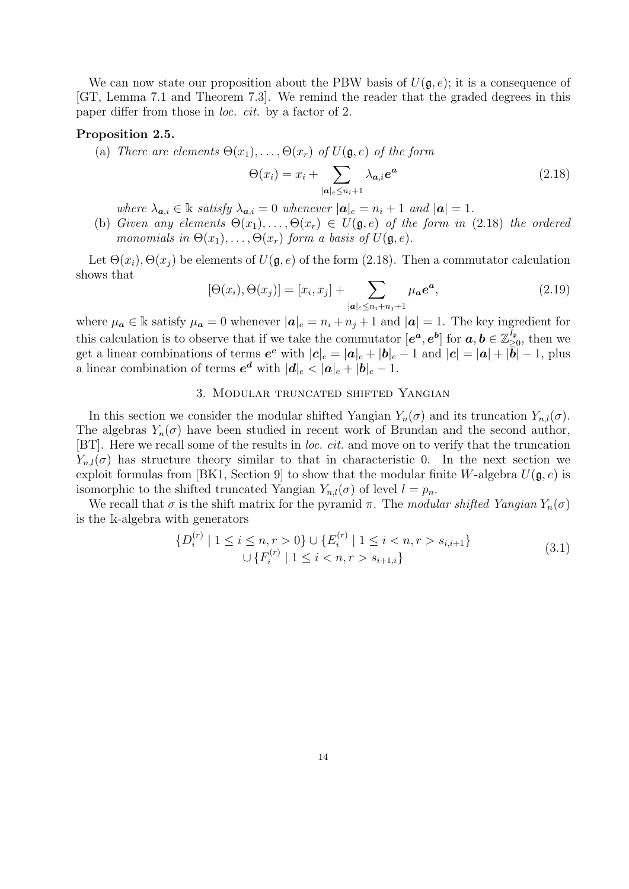We can now state our proposition about the PBW basis of $U(\mathfrak{g}, e)$; it is a consequence of [GT, Lemma 7.1 and Theorem 7.3]. We remind the reader that the graded degrees in this paper differ from those in *loc. cit.* by a factor of 2.

**Proposition 2.5.**

(a) *There are elements* $\Theta(x_1), \dots, \Theta(x_r)$ *of* $U(\mathfrak{g}, e)$ *of the form*

$$\Theta(x_i) = x_i + \sum_{|\boldsymbol{a}|_e \leq n_i+1} \lambda_{\boldsymbol{a},i} \boldsymbol{e}^{\boldsymbol{a}} \tag{2.18}$$

*where* $\lambda_{\boldsymbol{a},i} \in \mathbb{k}$ *satisfy* $\lambda_{\boldsymbol{a},i} = 0$ *whenever* $|\boldsymbol{a}|_e = n_i + 1$ *and* $|\boldsymbol{a}| = 1$.

(b) *Given any elements* $\Theta(x_1), \dots, \Theta(x_r) \in U(\mathfrak{g}, e)$ *of the form in* (2.18) *the ordered monomials in* $\Theta(x_1), \dots, \Theta(x_r)$ *form a basis of* $U(\mathfrak{g}, e)$.

Let $\Theta(x_i), \Theta(x_j)$ be elements of $U(\mathfrak{g}, e)$ of the form (2.18). Then a commutator calculation shows that

$$[\Theta(x_i), \Theta(x_j)] = [x_i, x_j] + \sum_{|\boldsymbol{a}|_e \leq n_i+n_j+1} \mu_{\boldsymbol{a}} \boldsymbol{e}^{\boldsymbol{a}}, \tag{2.19}$$

where $\mu_{\boldsymbol{a}} \in \mathbb{k}$ satisfy $\mu_{\boldsymbol{a}} = 0$ whenever $|\boldsymbol{a}|_e = n_i + n_j + 1$ and $|\boldsymbol{a}| = 1$. The key ingredient for this calculation is to observe that if we take the commutator $[\boldsymbol{e}^{\boldsymbol{a}}, \boldsymbol{e}^{\boldsymbol{b}}]$ for $\boldsymbol{a}, \boldsymbol{b} \in \mathbb{Z}_{\geq 0}^{I_\mathfrak{p}}$, then we get a linear combinations of terms $\boldsymbol{e}^{\boldsymbol{c}}$ with $|\boldsymbol{c}|_e = |\boldsymbol{a}|_e + |\boldsymbol{b}|_e - 1$ and $|\boldsymbol{c}| = |\boldsymbol{a}| + |\boldsymbol{b}| - 1$, plus a linear combination of terms $\boldsymbol{e}^{\boldsymbol{d}}$ with $|\boldsymbol{d}|_e < |\boldsymbol{a}|_e + |\boldsymbol{b}|_e - 1$.

## 3. Modular truncated shifted Yangian

In this section we consider the modular shifted Yangian $Y_n(\sigma)$ and its truncation $Y_{n,l}(\sigma)$. The algebras $Y_n(\sigma)$ have been studied in recent work of Brundan and the second author, [BT]. Here we recall some of the results in *loc. cit.* and move on to verify that the truncation $Y_{n,l}(\sigma)$ has structure theory similar to that in characteristic 0. In the next section we exploit formulas from [BK1, Section 9] to show that the modular finite $W$-algebra $U(\mathfrak{g}, e)$ is isomorphic to the shifted truncated Yangian $Y_{n,l}(\sigma)$ of level $l = p_n$.

We recall that $\sigma$ is the shift matrix for the pyramid $\pi$. The *modular shifted Yangian* $Y_n(\sigma)$ is the $\mathbb{k}$-algebra with generators

$$\begin{gathered}\{D_i^{(r)} \mid 1 \leq i \leq n, r > 0\} \cup \{E_i^{(r)} \mid 1 \leq i < n, r > s_{i,i+1}\} \\ \cup \{F_i^{(r)} \mid 1 \leq i < n, r > s_{i+1,i}\}\end{gathered} \tag{3.1}$$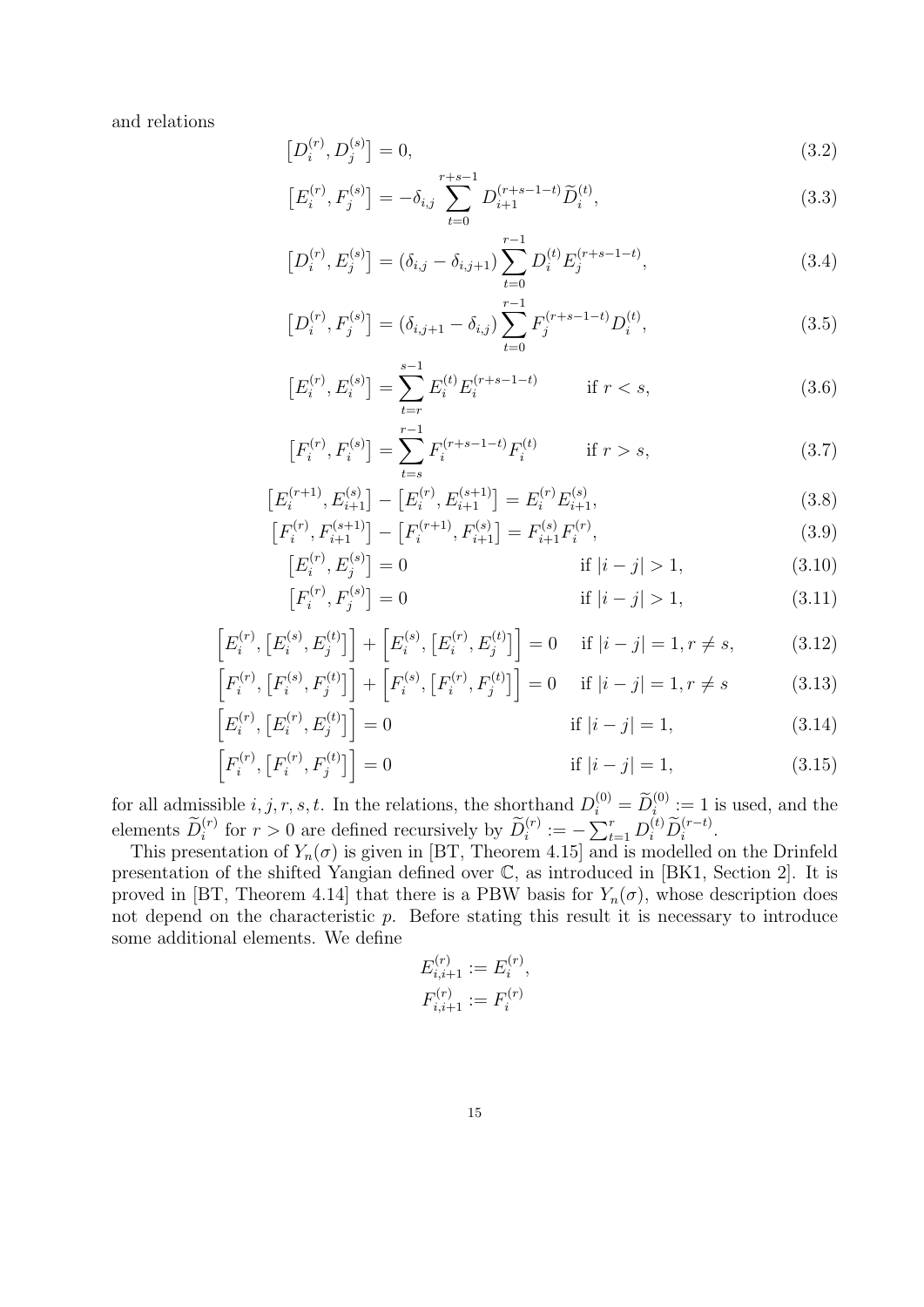and relations

$$\left[D_i^{(r)}, D_j^{(s)}\right] = 0, \tag{3.2}$$

$$\left[E_i^{(r)}, F_j^{(s)}\right] = -\delta_{i,j} \sum_{t=0}^{r+s-1} D_{i+1}^{(r+s-1-t)} \widetilde{D}_i^{(t)}, \tag{3.3}$$

$$\left[D_i^{(r)}, E_j^{(s)}\right] = (\delta_{i,j} - \delta_{i,j+1}) \sum_{t=0}^{r-1} D_i^{(t)} E_j^{(r+s-1-t)}, \tag{3.4}$$

$$\left[D_i^{(r)}, F_j^{(s)}\right] = (\delta_{i,j+1} - \delta_{i,j}) \sum_{t=0}^{r-1} F_j^{(r+s-1-t)} D_i^{(t)}, \tag{3.5}$$

$$\left[E_i^{(r)}, E_i^{(s)}\right] = \sum_{t=r}^{s-1} E_i^{(t)} E_i^{(r+s-1-t)} \qquad \text{if } r < s, \tag{3.6}$$

$$\left[F_i^{(r)}, F_i^{(s)}\right] = \sum_{t=s}^{r-1} F_i^{(r+s-1-t)} F_i^{(t)} \qquad \text{if } r > s, \tag{3.7}$$

$$\left[E_i^{(r+1)}, E_{i+1}^{(s)}\right] - \left[E_i^{(r)}, E_{i+1}^{(s+1)}\right] = E_i^{(r)} E_{i+1}^{(s)}, \tag{3.8}$$

$$\left[F_i^{(r)}, F_{i+1}^{(s+1)}\right] - \left[F_i^{(r+1)}, F_{i+1}^{(s)}\right] = F_{i+1}^{(s)} F_i^{(r)}, \tag{3.9}$$

$$\left[E_i^{(r)}, E_j^{(s)}\right] = 0 \qquad \text{if } |i-j| > 1, \tag{3.10}$$

$$\left[F_i^{(r)}, F_j^{(s)}\right] = 0 \qquad \text{if } |i-j| > 1, \tag{3.11}$$

$$\left[E_i^{(r)}, \left[E_i^{(s)}, E_j^{(t)}\right]\right] + \left[E_i^{(s)}, \left[E_i^{(r)}, E_j^{(t)}\right]\right] = 0 \quad \text{if } |i-j| = 1, r \neq s, \tag{3.12}$$

$$\left[F_i^{(r)}, \left[F_i^{(s)}, F_j^{(t)}\right]\right] + \left[F_i^{(s)}, \left[F_i^{(r)}, F_j^{(t)}\right]\right] = 0 \quad \text{if } |i-j| = 1, r \neq s \tag{3.13}$$

$$\left[E_i^{(r)}, \left[E_i^{(r)}, E_j^{(t)}\right]\right] = 0 \qquad \text{if } |i-j| = 1, \tag{3.14}$$

$$\left[F_i^{(r)}, \left[F_i^{(r)}, F_j^{(t)}\right]\right] = 0 \qquad \text{if } |i-j| = 1, \tag{3.15}$$

for all admissible $i, j, r, s, t$. In the relations, the shorthand $D_i^{(0)} = \widetilde{D}_i^{(0)} := 1$ is used, and the elements $\widetilde{D}_i^{(r)}$ for $r > 0$ are defined recursively by $\widetilde{D}_i^{(r)} := -\sum_{t=1}^{r} D_i^{(t)} \widetilde{D}_i^{(r-t)}$.

This presentation of $Y_n(\sigma)$ is given in [BT, Theorem 4.15] and is modelled on the Drinfeld presentation of the shifted Yangian defined over $\mathbb{C}$, as introduced in [BK1, Section 2]. It is proved in [BT, Theorem 4.14] that there is a PBW basis for $Y_n(\sigma)$, whose description does not depend on the characteristic $p$. Before stating this result it is necessary to introduce some additional elements. We define

$$E_{i,i+1}^{(r)} := E_i^{(r)},$$
$$F_{i,i+1}^{(r)} := F_i^{(r)}$$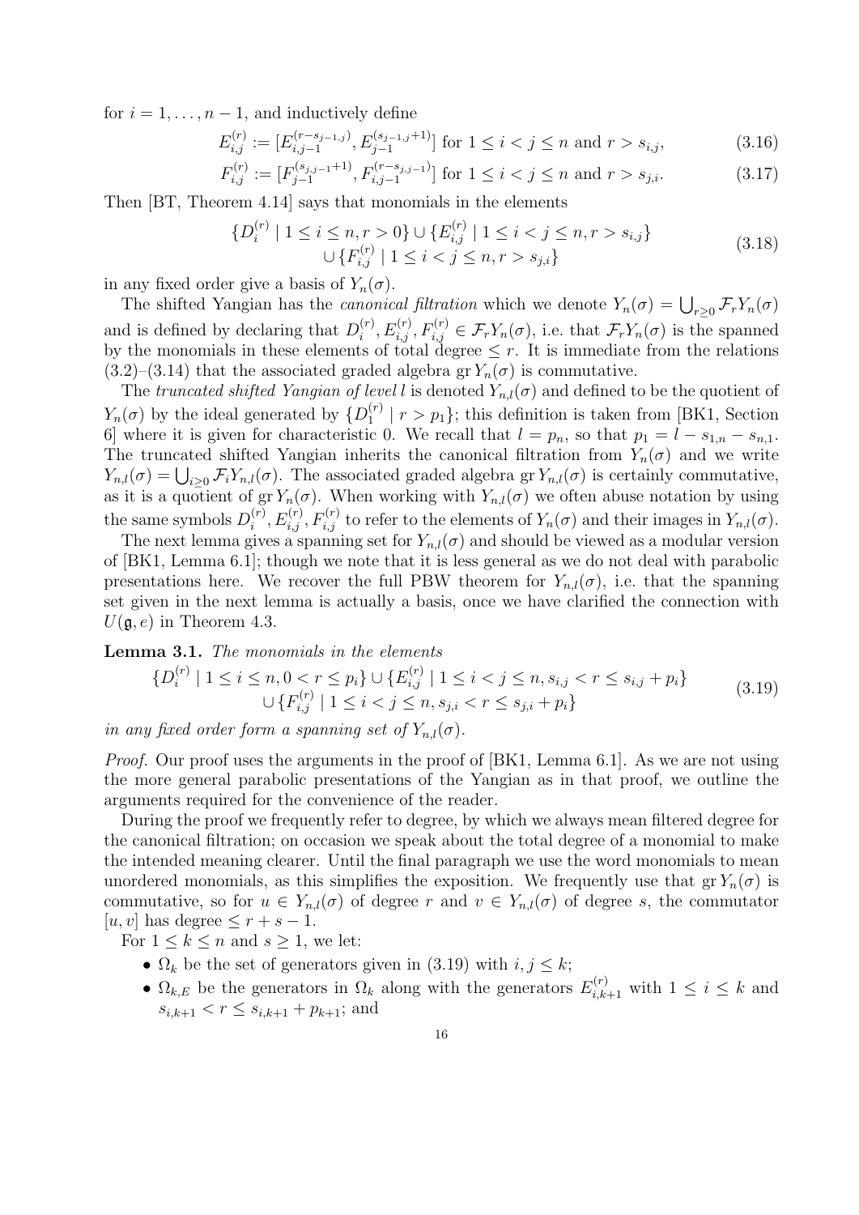for $i = 1, \dots, n-1$, and inductively define

$$E_{i,j}^{(r)} := [E_{i,j-1}^{(r-s_{j-1,j})}, E_{j-1}^{(s_{j-1,j}+1)}] \text{ for } 1 \le i < j \le n \text{ and } r > s_{i,j}, \tag{3.16}$$

$$F_{i,j}^{(r)} := [F_{j-1}^{(s_{j,j-1}+1)}, F_{i,j-1}^{(r-s_{j,j-1})}] \text{ for } 1 \le i < j \le n \text{ and } r > s_{j,i}. \tag{3.17}$$

Then [BT, Theorem 4.14] says that monomials in the elements

$$\{D_i^{(r)} \mid 1 \le i \le n, r > 0\} \cup \{E_{i,j}^{(r)} \mid 1 \le i < j \le n, r > s_{i,j}\} \\ \cup \{F_{i,j}^{(r)} \mid 1 \le i < j \le n, r > s_{j,i}\} \tag{3.18}$$

in any fixed order give a basis of $Y_n(\sigma)$.

The shifted Yangian has the *canonical filtration* which we denote $Y_n(\sigma) = \bigcup_{r \ge 0} \mathcal{F}_r Y_n(\sigma)$ and is defined by declaring that $D_i^{(r)}, E_{i,j}^{(r)}, F_{i,j}^{(r)} \in \mathcal{F}_r Y_n(\sigma)$, i.e. that $\mathcal{F}_r Y_n(\sigma)$ is the spanned by the monomials in these elements of total degree $\le r$. It is immediate from the relations (3.2)–(3.14) that the associated graded algebra $\operatorname{gr} Y_n(\sigma)$ is commutative.

The *truncated shifted Yangian of level* $l$ is denoted $Y_{n,l}(\sigma)$ and defined to be the quotient of $Y_n(\sigma)$ by the ideal generated by $\{D_1^{(r)} \mid r > p_1\}$; this definition is taken from [BK1, Section 6] where it is given for characteristic 0. We recall that $l = p_n$, so that $p_1 = l - s_{1,n} - s_{n,1}$. The truncated shifted Yangian inherits the canonical filtration from $Y_n(\sigma)$ and we write $Y_{n,l}(\sigma) = \bigcup_{i \ge 0} \mathcal{F}_i Y_{n,l}(\sigma)$. The associated graded algebra $\operatorname{gr} Y_{n,l}(\sigma)$ is certainly commutative, as it is a quotient of $\operatorname{gr} Y_n(\sigma)$. When working with $Y_{n,l}(\sigma)$ we often abuse notation by using the same symbols $D_i^{(r)}, E_{i,j}^{(r)}, F_{i,j}^{(r)}$ to refer to the elements of $Y_n(\sigma)$ and their images in $Y_{n,l}(\sigma)$.

The next lemma gives a spanning set for $Y_{n,l}(\sigma)$ and should be viewed as a modular version of [BK1, Lemma 6.1]; though we note that it is less general as we do not deal with parabolic presentations here. We recover the full PBW theorem for $Y_{n,l}(\sigma)$, i.e. that the spanning set given in the next lemma is actually a basis, once we have clarified the connection with $U(\mathfrak{g}, e)$ in Theorem 4.3.

**Lemma 3.1.** *The monomials in the elements*

$$\{D_i^{(r)} \mid 1 \le i \le n, 0 < r \le p_i\} \cup \{E_{i,j}^{(r)} \mid 1 \le i < j \le n, s_{i,j} < r \le s_{i,j} + p_i\} \\ \cup \{F_{i,j}^{(r)} \mid 1 \le i < j \le n, s_{j,i} < r \le s_{j,i} + p_i\} \tag{3.19}$$

*in any fixed order form a spanning set of* $Y_{n,l}(\sigma)$.

*Proof.* Our proof uses the arguments in the proof of [BK1, Lemma 6.1]. As we are not using the more general parabolic presentations of the Yangian as in that proof, we outline the arguments required for the convenience of the reader.

During the proof we frequently refer to degree, by which we always mean filtered degree for the canonical filtration; on occasion we speak about the total degree of a monomial to make the intended meaning clearer. Until the final paragraph we use the word monomials to mean unordered monomials, as this simplifies the exposition. We frequently use that $\operatorname{gr} Y_n(\sigma)$ is commutative, so for $u \in Y_{n,l}(\sigma)$ of degree $r$ and $v \in Y_{n,l}(\sigma)$ of degree $s$, the commutator $[u, v]$ has degree $\le r + s - 1$.

For $1 \le k \le n$ and $s \ge 1$, we let:

- $\Omega_k$ be the set of generators given in (3.19) with $i, j \le k$;
- $\Omega_{k,E}$ be the generators in $\Omega_k$ along with the generators $E_{i,k+1}^{(r)}$ with $1 \le i \le k$ and $s_{i,k+1} < r \le s_{i,k+1} + p_{k+1}$; and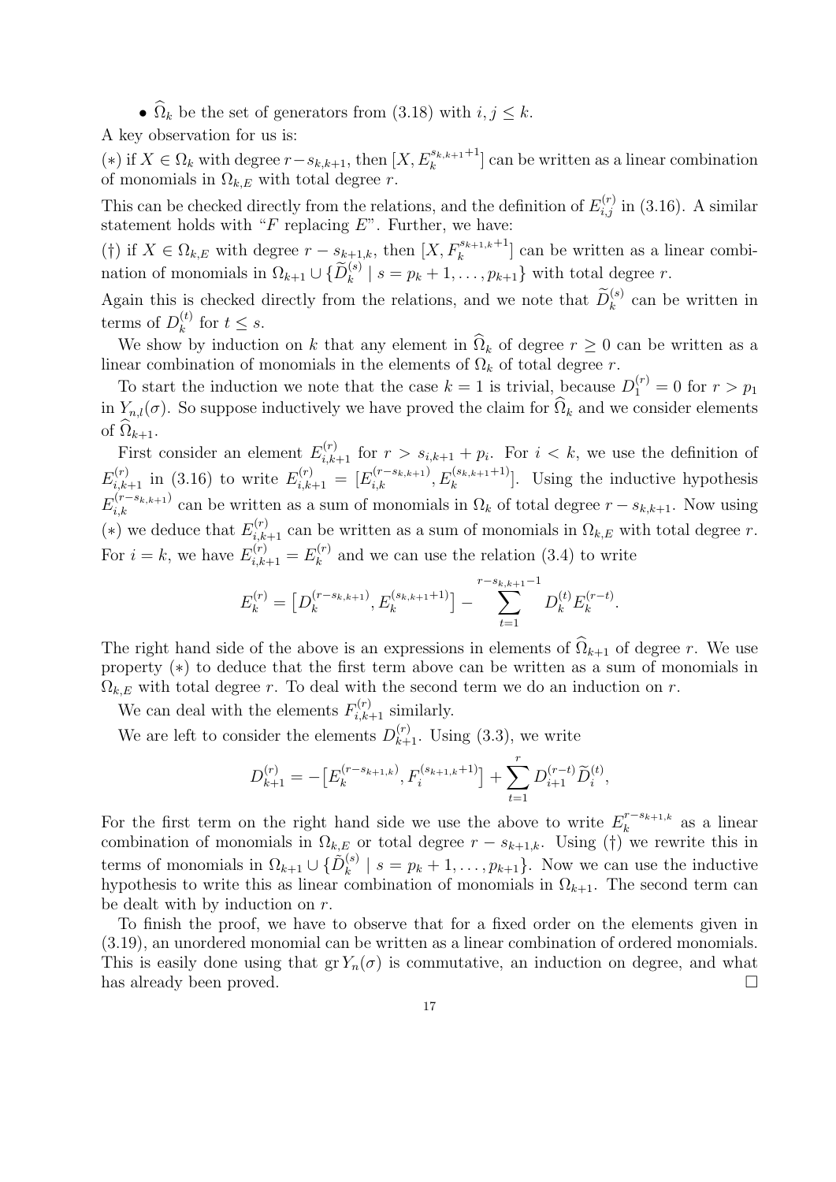- $\widehat{\Omega}_k$ be the set of generators from (3.18) with $i, j \leq k$.

A key observation for us is:

$(*)$ if $X \in \Omega_k$ with degree $r - s_{k,k+1}$, then $[X, E_k^{s_{k,k+1}+1}]$ can be written as a linear combination of monomials in $\Omega_{k,E}$ with total degree $r$.

This can be checked directly from the relations, and the definition of $E_{i,j}^{(r)}$ in (3.16). A similar statement holds with "$F$ replacing $E$". Further, we have:

$(\dagger)$ if $X \in \Omega_{k,E}$ with degree $r - s_{k+1,k}$, then $[X, F_k^{s_{k+1,k}+1}]$ can be written as a linear combination of monomials in $\Omega_{k+1} \cup \{\widetilde{D}_k^{(s)} \mid s = p_k + 1, \ldots, p_{k+1}\}$ with total degree $r$.

Again this is checked directly from the relations, and we note that $\widetilde{D}_k^{(s)}$ can be written in terms of $D_k^{(t)}$ for $t \leq s$.

We show by induction on $k$ that any element in $\widehat{\Omega}_k$ of degree $r \geq 0$ can be written as a linear combination of monomials in the elements of $\Omega_k$ of total degree $r$.

To start the induction we note that the case $k = 1$ is trivial, because $D_1^{(r)} = 0$ for $r > p_1$ in $Y_{n,l}(\sigma)$. So suppose inductively we have proved the claim for $\widehat{\Omega}_k$ and we consider elements of $\widehat{\Omega}_{k+1}$.

First consider an element $E_{i,k+1}^{(r)}$ for $r > s_{i,k+1} + p_i$. For $i < k$, we use the definition of $E_{i,k+1}^{(r)}$ in (3.16) to write $E_{i,k+1}^{(r)} = [E_{i,k}^{(r-s_{k,k+1})}, E_k^{(s_{k,k+1}+1)}]$. Using the inductive hypothesis $E_{i,k}^{(r-s_{k,k+1})}$ can be written as a sum of monomials in $\Omega_k$ of total degree $r - s_{k,k+1}$. Now using $(*)$ we deduce that $E_{i,k+1}^{(r)}$ can be written as a sum of monomials in $\Omega_{k,E}$ with total degree $r$. For $i = k$, we have $E_{i,k+1}^{(r)} = E_k^{(r)}$ and we can use the relation (3.4) to write

$$E_k^{(r)} = \left[D_k^{(r-s_{k,k+1})}, E_k^{(s_{k,k+1}+1)}\right] - \sum_{t=1}^{r-s_{k,k+1}-1} D_k^{(t)} E_k^{(r-t)}.$$

The right hand side of the above is an expressions in elements of $\widehat{\Omega}_{k+1}$ of degree $r$. We use property $(*)$ to deduce that the first term above can be written as a sum of monomials in $\Omega_{k,E}$ with total degree $r$. To deal with the second term we do an induction on $r$.

We can deal with the elements $F_{i,k+1}^{(r)}$ similarly.

We are left to consider the elements $D_{k+1}^{(r)}$. Using (3.3), we write

$$D_{k+1}^{(r)} = -\left[E_k^{(r-s_{k+1,k})}, F_i^{(s_{k+1,k}+1)}\right] + \sum_{t=1}^{r} D_{i+1}^{(r-t)} \widetilde{D}_i^{(t)},$$

For the first term on the right hand side we use the above to write $E_k^{r-s_{k+1,k}}$ as a linear combination of monomials in $\Omega_{k,E}$ or total degree $r - s_{k+1,k}$. Using $(\dagger)$ we rewrite this in terms of monomials in $\Omega_{k+1} \cup \{\tilde{D}_k^{(s)} \mid s = p_k + 1, \ldots, p_{k+1}\}$. Now we can use the inductive hypothesis to write this as linear combination of monomials in $\Omega_{k+1}$. The second term can be dealt with by induction on $r$.

To finish the proof, we have to observe that for a fixed order on the elements given in (3.19), an unordered monomial can be written as a linear combination of ordered monomials. This is easily done using that $\operatorname{gr} Y_n(\sigma)$ is commutative, an induction on degree, and what has already been proved. $\square$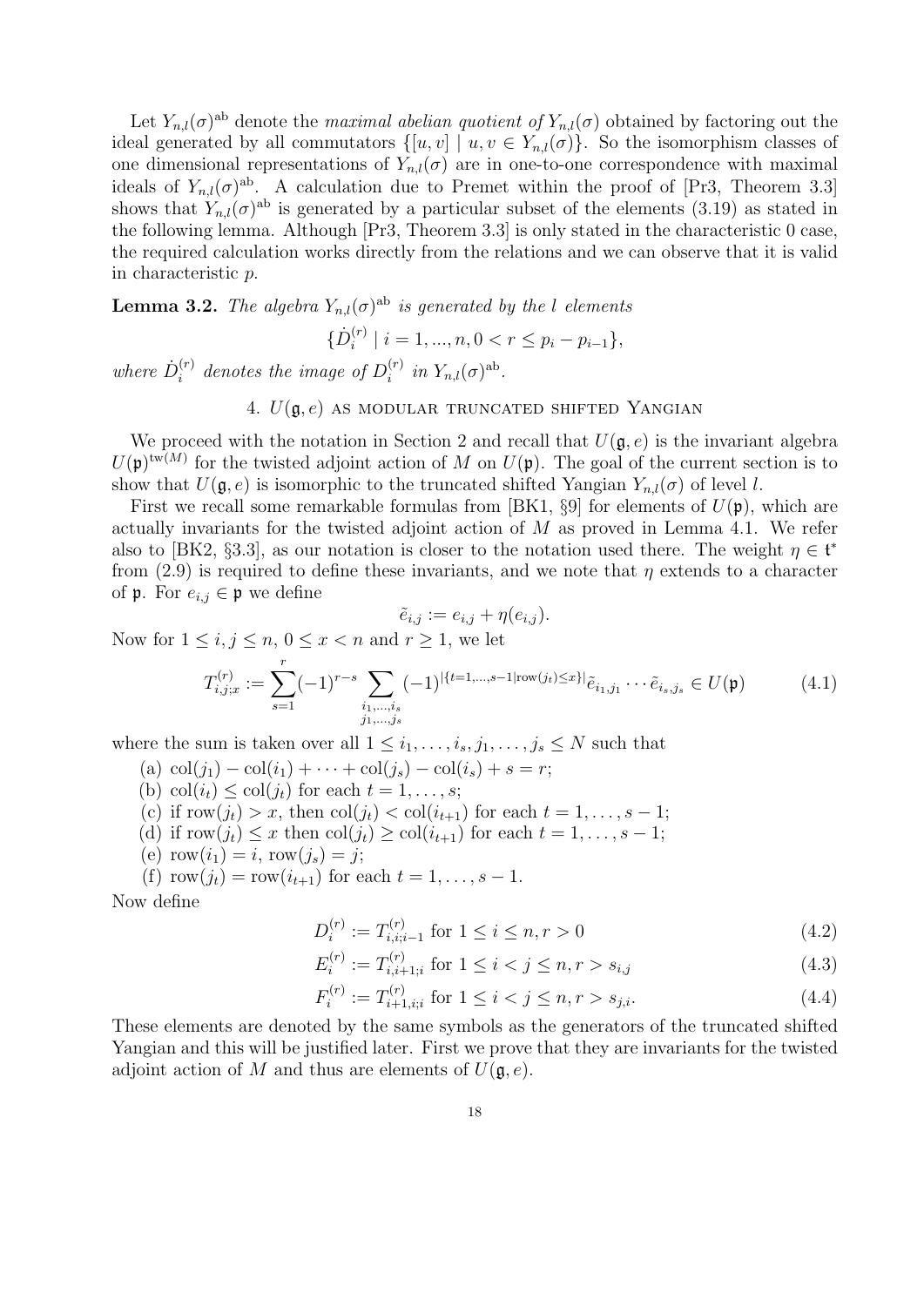Let $Y_{n,l}(\sigma)^{\text{ab}}$ denote the *maximal abelian quotient of* $Y_{n,l}(\sigma)$ obtained by factoring out the ideal generated by all commutators $\{[u,v] \mid u,v \in Y_{n,l}(\sigma)\}$. So the isomorphism classes of one dimensional representations of $Y_{n,l}(\sigma)$ are in one-to-one correspondence with maximal ideals of $Y_{n,l}(\sigma)^{\text{ab}}$. A calculation due to Premet within the proof of [Pr3, Theorem 3.3] shows that $Y_{n,l}(\sigma)^{\text{ab}}$ is generated by a particular subset of the elements (3.19) as stated in the following lemma. Although [Pr3, Theorem 3.3] is only stated in the characteristic 0 case, the required calculation works directly from the relations and we can observe that it is valid in characteristic $p$.

**Lemma 3.2.** *The algebra $Y_{n,l}(\sigma)^{\text{ab}}$ is generated by the $l$ elements*

$$\{\dot{D}_i^{(r)} \mid i = 1, ..., n, 0 < r \leq p_i - p_{i-1}\},$$

*where $\dot{D}_i^{(r)}$ denotes the image of $D_i^{(r)}$ in $Y_{n,l}(\sigma)^{\text{ab}}$.*

## 4. $U(\mathfrak{g}, e)$ as modular truncated shifted Yangian

We proceed with the notation in Section 2 and recall that $U(\mathfrak{g}, e)$ is the invariant algebra $U(\mathfrak{p})^{\text{tw}(M)}$ for the twisted adjoint action of $M$ on $U(\mathfrak{p})$. The goal of the current section is to show that $U(\mathfrak{g}, e)$ is isomorphic to the truncated shifted Yangian $Y_{n,l}(\sigma)$ of level $l$.

First we recall some remarkable formulas from [BK1, §9] for elements of $U(\mathfrak{p})$, which are actually invariants for the twisted adjoint action of $M$ as proved in Lemma 4.1. We refer also to [BK2, §3.3], as our notation is closer to the notation used there. The weight $\eta \in \mathfrak{t}^*$ from (2.9) is required to define these invariants, and we note that $\eta$ extends to a character of $\mathfrak{p}$. For $e_{i,j} \in \mathfrak{p}$ we define

$$\tilde{e}_{i,j} := e_{i,j} + \eta(e_{i,j}).$$

Now for $1 \leq i, j \leq n$, $0 \leq x < n$ and $r \geq 1$, we let

$$T_{i,j;x}^{(r)} := \sum_{s=1}^{r} (-1)^{r-s} \sum_{\substack{i_1,\ldots,i_s \\ j_1,\ldots,j_s}} (-1)^{|\{t=1,\ldots,s-1 | \text{row}(j_t) \leq x\}|} \tilde{e}_{i_1,j_1} \cdots \tilde{e}_{i_s,j_s} \in U(\mathfrak{p}) \tag{4.1}$$

where the sum is taken over all $1 \leq i_1, \ldots, i_s, j_1, \ldots, j_s \leq N$ such that

(a) $\text{col}(j_1) - \text{col}(i_1) + \cdots + \text{col}(j_s) - \text{col}(i_s) + s = r$;
(b) $\text{col}(i_t) \leq \text{col}(j_t)$ for each $t = 1, \ldots, s$;
(c) if $\text{row}(j_t) > x$, then $\text{col}(j_t) < \text{col}(i_{t+1})$ for each $t = 1, \ldots, s-1$;
(d) if $\text{row}(j_t) \leq x$ then $\text{col}(j_t) \geq \text{col}(i_{t+1})$ for each $t = 1, \ldots, s-1$;
(e) $\text{row}(i_1) = i$, $\text{row}(j_s) = j$;
(f) $\text{row}(j_t) = \text{row}(i_{t+1})$ for each $t = 1, \ldots, s-1$.

Now define

$$D_i^{(r)} := T_{i,i;i-1}^{(r)} \text{ for } 1 \leq i \leq n, r > 0 \tag{4.2}$$

$$E_i^{(r)} := T_{i,i+1;i}^{(r)} \text{ for } 1 \leq i < j \leq n, r > s_{i,j} \tag{4.3}$$

$$F_i^{(r)} := T_{i+1,i;i}^{(r)} \text{ for } 1 \leq i < j \leq n, r > s_{j,i}. \tag{4.4}$$

These elements are denoted by the same symbols as the generators of the truncated shifted Yangian and this will be justified later. First we prove that they are invariants for the twisted adjoint action of $M$ and thus are elements of $U(\mathfrak{g}, e)$.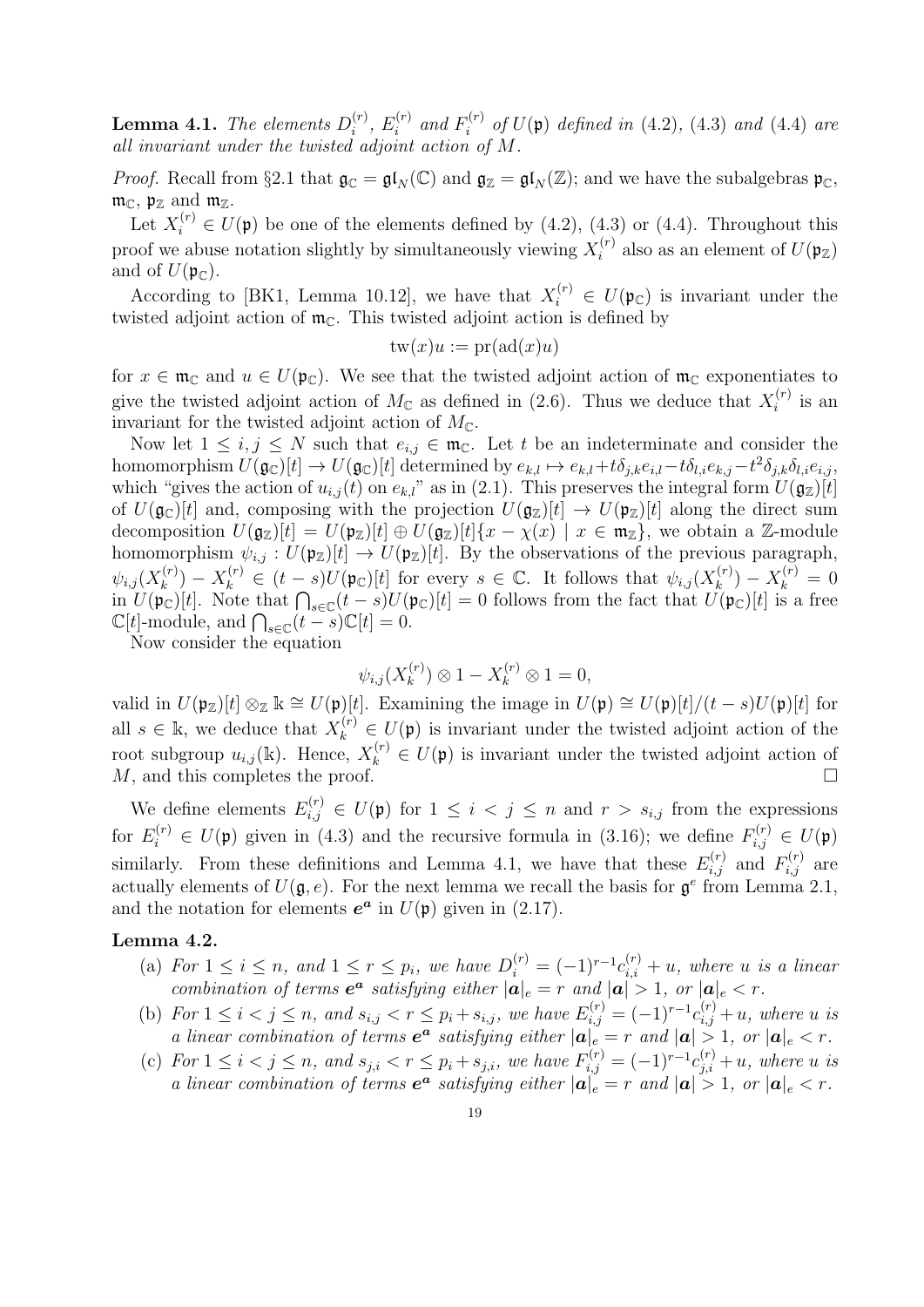**Lemma 4.1.** *The elements $D_i^{(r)}$, $E_i^{(r)}$ and $F_i^{(r)}$ of $U(\mathfrak{p})$ defined in (4.2), (4.3) and (4.4) are all invariant under the twisted adjoint action of $M$.*

*Proof.* Recall from §2.1 that $\mathfrak{g}_{\mathbb{C}} = \mathfrak{gl}_N(\mathbb{C})$ and $\mathfrak{g}_{\mathbb{Z}} = \mathfrak{gl}_N(\mathbb{Z})$; and we have the subalgebras $\mathfrak{p}_{\mathbb{C}}$, $\mathfrak{m}_{\mathbb{C}}$, $\mathfrak{p}_{\mathbb{Z}}$ and $\mathfrak{m}_{\mathbb{Z}}$.

Let $X_i^{(r)} \in U(\mathfrak{p})$ be one of the elements defined by (4.2), (4.3) or (4.4). Throughout this proof we abuse notation slightly by simultaneously viewing $X_i^{(r)}$ also as an element of $U(\mathfrak{p}_{\mathbb{Z}})$ and of $U(\mathfrak{p}_{\mathbb{C}})$.

According to [BK1, Lemma 10.12], we have that $X_i^{(r)} \in U(\mathfrak{p}_{\mathbb{C}})$ is invariant under the twisted adjoint action of $\mathfrak{m}_{\mathbb{C}}$. This twisted adjoint action is defined by

$$\operatorname{tw}(x)u := \operatorname{pr}(\operatorname{ad}(x)u)$$

for $x \in \mathfrak{m}_{\mathbb{C}}$ and $u \in U(\mathfrak{p}_{\mathbb{C}})$. We see that the twisted adjoint action of $\mathfrak{m}_{\mathbb{C}}$ exponentiates to give the twisted adjoint action of $M_{\mathbb{C}}$ as defined in (2.6). Thus we deduce that $X_i^{(r)}$ is an invariant for the twisted adjoint action of $M_{\mathbb{C}}$.

Now let $1 \le i, j \le N$ such that $e_{i,j} \in \mathfrak{m}_{\mathbb{C}}$. Let $t$ be an indeterminate and consider the homomorphism $U(\mathfrak{g}_{\mathbb{C}})[t] \to U(\mathfrak{g}_{\mathbb{C}})[t]$ determined by $e_{k,l} \mapsto e_{k,l} + t\delta_{j,k}e_{i,l} - t\delta_{l,i}e_{k,j} - t^2\delta_{j,k}\delta_{l,i}e_{i,j}$, which "gives the action of $u_{i,j}(t)$ on $e_{k,l}$" as in (2.1). This preserves the integral form $U(\mathfrak{g}_{\mathbb{Z}})[t]$ of $U(\mathfrak{g}_{\mathbb{C}})[t]$ and, composing with the projection $U(\mathfrak{g}_{\mathbb{Z}})[t] \to U(\mathfrak{p}_{\mathbb{Z}})[t]$ along the direct sum decomposition $U(\mathfrak{g}_{\mathbb{Z}})[t] = U(\mathfrak{p}_{\mathbb{Z}})[t] \oplus U(\mathfrak{g}_{\mathbb{Z}})[t]\{x - \chi(x) \mid x \in \mathfrak{m}_{\mathbb{Z}}\}$, we obtain a $\mathbb{Z}$-module homomorphism $\psi_{i,j} : U(\mathfrak{p}_{\mathbb{Z}})[t] \to U(\mathfrak{p}_{\mathbb{Z}})[t]$. By the observations of the previous paragraph, $\psi_{i,j}(X_k^{(r)}) - X_k^{(r)} \in (t-s)U(\mathfrak{p}_{\mathbb{C}})[t]$ for every $s \in \mathbb{C}$. It follows that $\psi_{i,j}(X_k^{(r)}) - X_k^{(r)} = 0$ in $U(\mathfrak{p}_{\mathbb{C}})[t]$. Note that $\bigcap_{s \in \mathbb{C}}(t-s)U(\mathfrak{p}_{\mathbb{C}})[t] = 0$ follows from the fact that $U(\mathfrak{p}_{\mathbb{C}})[t]$ is a free $\mathbb{C}[t]$-module, and $\bigcap_{s \in \mathbb{C}}(t-s)\mathbb{C}[t] = 0$.

Now consider the equation

$$\psi_{i,j}(X_k^{(r)}) \otimes 1 - X_k^{(r)} \otimes 1 = 0,$$

valid in $U(\mathfrak{p}_{\mathbb{Z}})[t] \otimes_{\mathbb{Z}} \Bbbk \cong U(\mathfrak{p})[t]$. Examining the image in $U(\mathfrak{p}) \cong U(\mathfrak{p})[t]/(t-s)U(\mathfrak{p})[t]$ for all $s \in \Bbbk$, we deduce that $X_k^{(r)} \in U(\mathfrak{p})$ is invariant under the twisted adjoint action of the root subgroup $u_{i,j}(\Bbbk)$. Hence, $X_k^{(r)} \in U(\mathfrak{p})$ is invariant under the twisted adjoint action of $M$, and this completes the proof. $\square$

We define elements $E_{i,j}^{(r)} \in U(\mathfrak{p})$ for $1 \le i < j \le n$ and $r > s_{i,j}$ from the expressions for $E_i^{(r)} \in U(\mathfrak{p})$ given in (4.3) and the recursive formula in (3.16); we define $F_{i,j}^{(r)} \in U(\mathfrak{p})$ similarly. From these definitions and Lemma 4.1, we have that these $E_{i,j}^{(r)}$ and $F_{i,j}^{(r)}$ are actually elements of $U(\mathfrak{g}, e)$. For the next lemma we recall the basis for $\mathfrak{g}^e$ from Lemma 2.1, and the notation for elements $\boldsymbol{e}^{\boldsymbol{a}}$ in $U(\mathfrak{p})$ given in (2.17).

**Lemma 4.2.**

(a) *For $1 \le i \le n$, and $1 \le r \le p_i$, we have $D_i^{(r)} = (-1)^{r-1}c_{i,i}^{(r)} + u$, where $u$ is a linear combination of terms $\boldsymbol{e}^{\boldsymbol{a}}$ satisfying either $|\boldsymbol{a}|_e = r$ and $|\boldsymbol{a}| > 1$, or $|\boldsymbol{a}|_e < r$.*

(b) *For $1 \le i < j \le n$, and $s_{i,j} < r \le p_i + s_{i,j}$, we have $E_{i,j}^{(r)} = (-1)^{r-1}c_{i,j}^{(r)} + u$, where $u$ is a linear combination of terms $\boldsymbol{e}^{\boldsymbol{a}}$ satisfying either $|\boldsymbol{a}|_e = r$ and $|\boldsymbol{a}| > 1$, or $|\boldsymbol{a}|_e < r$.*

(c) *For $1 \le i < j \le n$, and $s_{j,i} < r \le p_i + s_{j,i}$, we have $F_{i,j}^{(r)} = (-1)^{r-1}c_{j,i}^{(r)} + u$, where $u$ is a linear combination of terms $\boldsymbol{e}^{\boldsymbol{a}}$ satisfying either $|\boldsymbol{a}|_e = r$ and $|\boldsymbol{a}| > 1$, or $|\boldsymbol{a}|_e < r$.*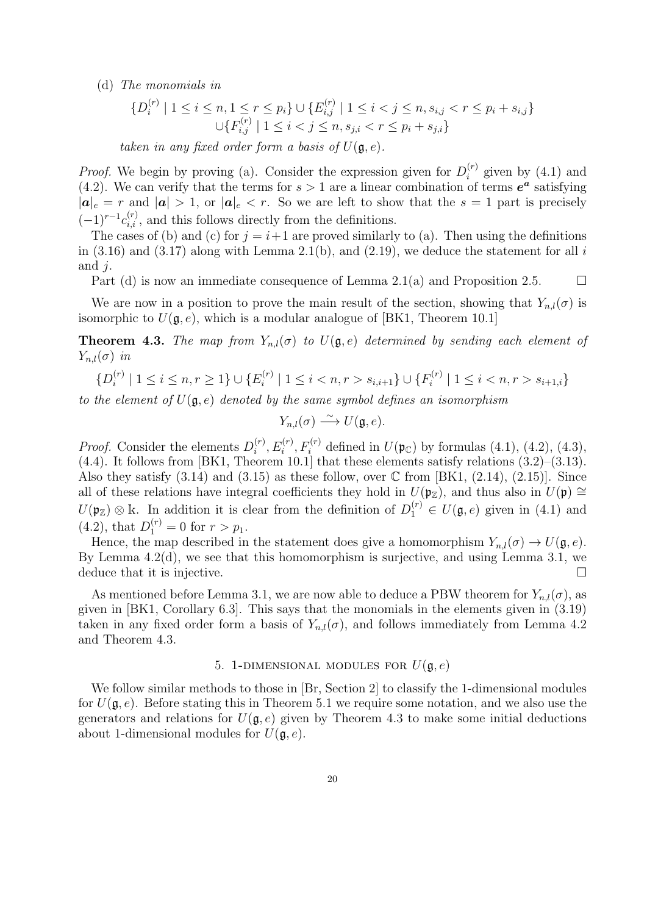(d) *The monomials in*

$$\{D_i^{(r)} \mid 1 \le i \le n, 1 \le r \le p_i\} \cup \{E_{i,j}^{(r)} \mid 1 \le i < j \le n, s_{i,j} < r \le p_i + s_{i,j}\}$$
$$\cup \{F_{i,j}^{(r)} \mid 1 \le i < j \le n, s_{j,i} < r \le p_i + s_{j,i}\}$$

*taken in any fixed order form a basis of* $U(\mathfrak{g}, e)$.

*Proof.* We begin by proving (a). Consider the expression given for $D_i^{(r)}$ given by (4.1) and (4.2). We can verify that the terms for $s > 1$ are a linear combination of terms $\boldsymbol{e}^{\boldsymbol{a}}$ satisfying $|\boldsymbol{a}|_e = r$ and $|\boldsymbol{a}| > 1$, or $|\boldsymbol{a}|_e < r$. So we are left to show that the $s = 1$ part is precisely $(-1)^{r-1} c_{i,i}^{(r)}$, and this follows directly from the definitions.

The cases of (b) and (c) for $j = i+1$ are proved similarly to (a). Then using the definitions in (3.16) and (3.17) along with Lemma 2.1(b), and (2.19), we deduce the statement for all $i$ and $j$.

Part (d) is now an immediate consequence of Lemma 2.1(a) and Proposition 2.5. $\square$

We are now in a position to prove the main result of the section, showing that $Y_{n,l}(\sigma)$ is isomorphic to $U(\mathfrak{g}, e)$, which is a modular analogue of [BK1, Theorem 10.1]

**Theorem 4.3.** *The map from $Y_{n,l}(\sigma)$ to $U(\mathfrak{g}, e)$ determined by sending each element of $Y_{n,l}(\sigma)$ in*

$$\{D_i^{(r)} \mid 1 \le i \le n, r \ge 1\} \cup \{E_i^{(r)} \mid 1 \le i < n, r > s_{i,i+1}\} \cup \{F_i^{(r)} \mid 1 \le i < n, r > s_{i+1,i}\}$$

*to the element of $U(\mathfrak{g}, e)$ denoted by the same symbol defines an isomorphism*

$$Y_{n,l}(\sigma) \xrightarrow{\sim} U(\mathfrak{g}, e).$$

*Proof.* Consider the elements $D_i^{(r)}, E_i^{(r)}, F_i^{(r)}$ defined in $U(\mathfrak{p}_{\mathbb{C}})$ by formulas (4.1), (4.2), (4.3), (4.4). It follows from [BK1, Theorem 10.1] that these elements satisfy relations (3.2)–(3.13). Also they satisfy (3.14) and (3.15) as these follow, over $\mathbb{C}$ from [BK1, (2.14), (2.15)]. Since all of these relations have integral coefficients they hold in $U(\mathfrak{p}_{\mathbb{Z}})$, and thus also in $U(\mathfrak{p}) \cong U(\mathfrak{p}_{\mathbb{Z}}) \otimes \Bbbk$. In addition it is clear from the definition of $D_1^{(r)} \in U(\mathfrak{g}, e)$ given in (4.1) and (4.2), that $D_1^{(r)} = 0$ for $r > p_1$.

Hence, the map described in the statement does give a homomorphism $Y_{n,l}(\sigma) \to U(\mathfrak{g}, e)$. By Lemma 4.2(d), we see that this homomorphism is surjective, and using Lemma 3.1, we deduce that it is injective. $\square$

As mentioned before Lemma 3.1, we are now able to deduce a PBW theorem for $Y_{n,l}(\sigma)$, as given in [BK1, Corollary 6.3]. This says that the monomials in the elements given in (3.19) taken in any fixed order form a basis of $Y_{n,l}(\sigma)$, and follows immediately from Lemma 4.2 and Theorem 4.3.

## 5. 1-dimensional modules for $U(\mathfrak{g}, e)$

We follow similar methods to those in [Br, Section 2] to classify the 1-dimensional modules for $U(\mathfrak{g}, e)$. Before stating this in Theorem 5.1 we require some notation, and we also use the generators and relations for $U(\mathfrak{g}, e)$ given by Theorem 4.3 to make some initial deductions about 1-dimensional modules for $U(\mathfrak{g}, e)$.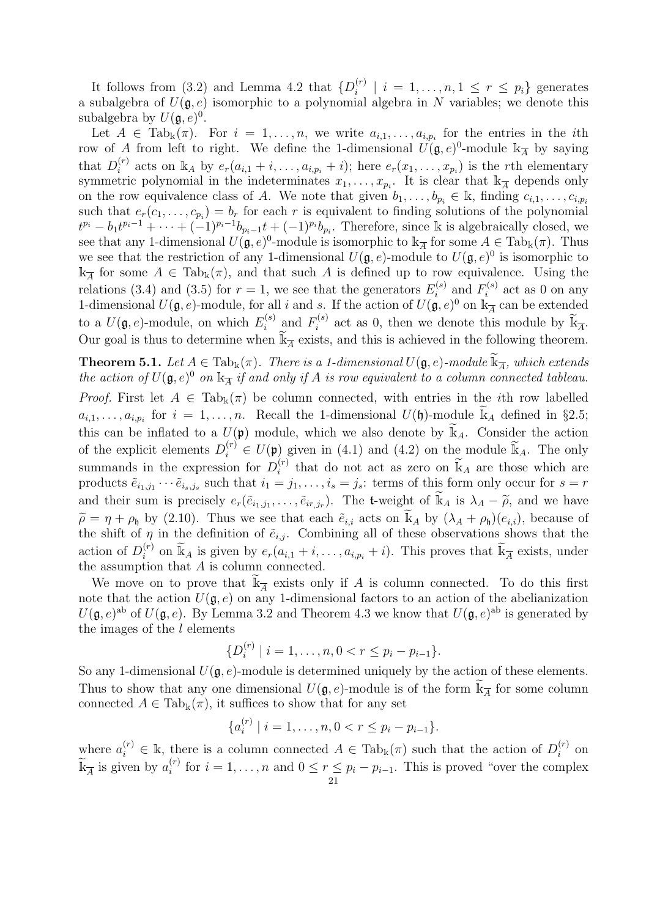It follows from (3.2) and Lemma 4.2 that $\{D_i^{(r)} \mid i = 1, \dots, n, 1 \le r \le p_i\}$ generates a subalgebra of $U(\mathfrak{g}, e)$ isomorphic to a polynomial algebra in $N$ variables; we denote this subalgebra by $U(\mathfrak{g}, e)^0$.

Let $A \in \mathrm{Tab}_{\Bbbk}(\pi)$. For $i = 1, \dots, n$, we write $a_{i,1}, \dots, a_{i,p_i}$ for the entries in the $i$th row of $A$ from left to right. We define the 1-dimensional $U(\mathfrak{g}, e)^0$-module $\Bbbk_{\overline{A}}$ by saying that $D_i^{(r)}$ acts on $\Bbbk_A$ by $e_r(a_{i,1} + i, \dots, a_{i,p_i} + i)$; here $e_r(x_1, \dots, x_{p_i})$ is the $r$th elementary symmetric polynomial in the indeterminates $x_1, \dots, x_{p_i}$. It is clear that $\Bbbk_{\overline{A}}$ depends only on the row equivalence class of $A$. We note that given $b_1, \dots, b_{p_i} \in \Bbbk$, finding $c_{i,1}, \dots, c_{i,p_i}$ such that $e_r(c_1, \dots, c_{p_i}) = b_r$ for each $r$ is equivalent to finding solutions of the polynomial $t^{p_i} - b_1 t^{p_i - 1} + \cdots + (-1)^{p_i - 1} b_{p_i - 1} t + (-1)^{p_i} b_{p_i}$. Therefore, since $\Bbbk$ is algebraically closed, we see that any 1-dimensional $U(\mathfrak{g}, e)^0$-module is isomorphic to $\Bbbk_{\overline{A}}$ for some $A \in \mathrm{Tab}_{\Bbbk}(\pi)$. Thus we see that the restriction of any 1-dimensional $U(\mathfrak{g}, e)$-module to $U(\mathfrak{g}, e)^0$ is isomorphic to $\Bbbk_{\overline{A}}$ for some $A \in \mathrm{Tab}_{\Bbbk}(\pi)$, and that such $A$ is defined up to row equivalence. Using the relations (3.4) and (3.5) for $r = 1$, we see that the generators $E_i^{(s)}$ and $F_i^{(s)}$ act as 0 on any 1-dimensional $U(\mathfrak{g}, e)$-module, for all $i$ and $s$. If the action of $U(\mathfrak{g}, e)^0$ on $\Bbbk_{\overline{A}}$ can be extended to a $U(\mathfrak{g}, e)$-module, on which $E_i^{(s)}$ and $F_i^{(s)}$ act as 0, then we denote this module by $\widetilde{\Bbbk}_{\overline{A}}$. Our goal is thus to determine when $\widetilde{\Bbbk}_{\overline{A}}$ exists, and this is achieved in the following theorem.

**Theorem 5.1.** *Let $A \in \mathrm{Tab}_{\Bbbk}(\pi)$. There is a 1-dimensional $U(\mathfrak{g}, e)$-module $\widetilde{\Bbbk}_{\overline{A}}$, which extends the action of $U(\mathfrak{g}, e)^0$ on $\Bbbk_{\overline{A}}$ if and only if $A$ is row equivalent to a column connected tableau.*

*Proof.* First let $A \in \mathrm{Tab}_{\Bbbk}(\pi)$ be column connected, with entries in the $i$th row labelled $a_{i,1}, \dots, a_{i,p_i}$ for $i = 1, \dots, n$. Recall the 1-dimensional $U(\mathfrak{h})$-module $\widetilde{\Bbbk}_A$ defined in §2.5; this can be inflated to a $U(\mathfrak{p})$ module, which we also denote by $\widetilde{\Bbbk}_A$. Consider the action of the explicit elements $D_i^{(r)} \in U(\mathfrak{p})$ given in (4.1) and (4.2) on the module $\widetilde{\Bbbk}_A$. The only summands in the expression for $D_i^{(r)}$ that do not act as zero on $\widetilde{\Bbbk}_A$ are those which are products $\tilde{e}_{i_1, j_1} \cdots \tilde{e}_{i_s, j_s}$ such that $i_1 = j_1, \dots, i_s = j_s$: terms of this form only occur for $s = r$ and their sum is precisely $e_r(\tilde{e}_{i_1, j_1}, \dots, \tilde{e}_{i r, j_r})$. The $\mathfrak{t}$-weight of $\widetilde{\Bbbk}_A$ is $\lambda_A - \widetilde{\rho}$, and we have $\widetilde{\rho} = \eta + \rho_{\mathfrak{h}}$ by (2.10). Thus we see that each $\tilde{e}_{i,i}$ acts on $\widetilde{\Bbbk}_A$ by $(\lambda_A + \rho_{\mathfrak{h}})(e_{i,i})$, because of the shift of $\eta$ in the definition of $\tilde{e}_{i,j}$. Combining all of these observations shows that the action of $D_i^{(r)}$ on $\widetilde{\Bbbk}_A$ is given by $e_r(a_{i,1} + i, \dots, a_{i,p_i} + i)$. This proves that $\widetilde{\Bbbk}_{\overline{A}}$ exists, under the assumption that $A$ is column connected.

We move on to prove that $\widetilde{\Bbbk}_{\overline{A}}$ exists only if $A$ is column connected. To do this first note that the action $U(\mathfrak{g}, e)$ on any 1-dimensional factors to an action of the abelianization $U(\mathfrak{g}, e)^{\mathrm{ab}}$ of $U(\mathfrak{g}, e)$. By Lemma 3.2 and Theorem 4.3 we know that $U(\mathfrak{g}, e)^{\mathrm{ab}}$ is generated by the images of the $l$ elements

$$\{D_i^{(r)} \mid i = 1, \dots, n, 0 < r \le p_i - p_{i-1}\}.$$

So any 1-dimensional $U(\mathfrak{g}, e)$-module is determined uniquely by the action of these elements. Thus to show that any one dimensional $U(\mathfrak{g}, e)$-module is of the form $\widetilde{\Bbbk}_{\overline{A}}$ for some column connected $A \in \mathrm{Tab}_{\Bbbk}(\pi)$, it suffices to show that for any set

$$\{a_i^{(r)} \mid i = 1, \dots, n, 0 < r \le p_i - p_{i-1}\}.$$

where $a_i^{(r)} \in \Bbbk$, there is a column connected $A \in \mathrm{Tab}_{\Bbbk}(\pi)$ such that the action of $D_i^{(r)}$ on $\widetilde{\Bbbk}_{\overline{A}}$ is given by $a_i^{(r)}$ for $i = 1, \dots, n$ and $0 \le r \le p_i - p_{i-1}$. This is proved "over the complex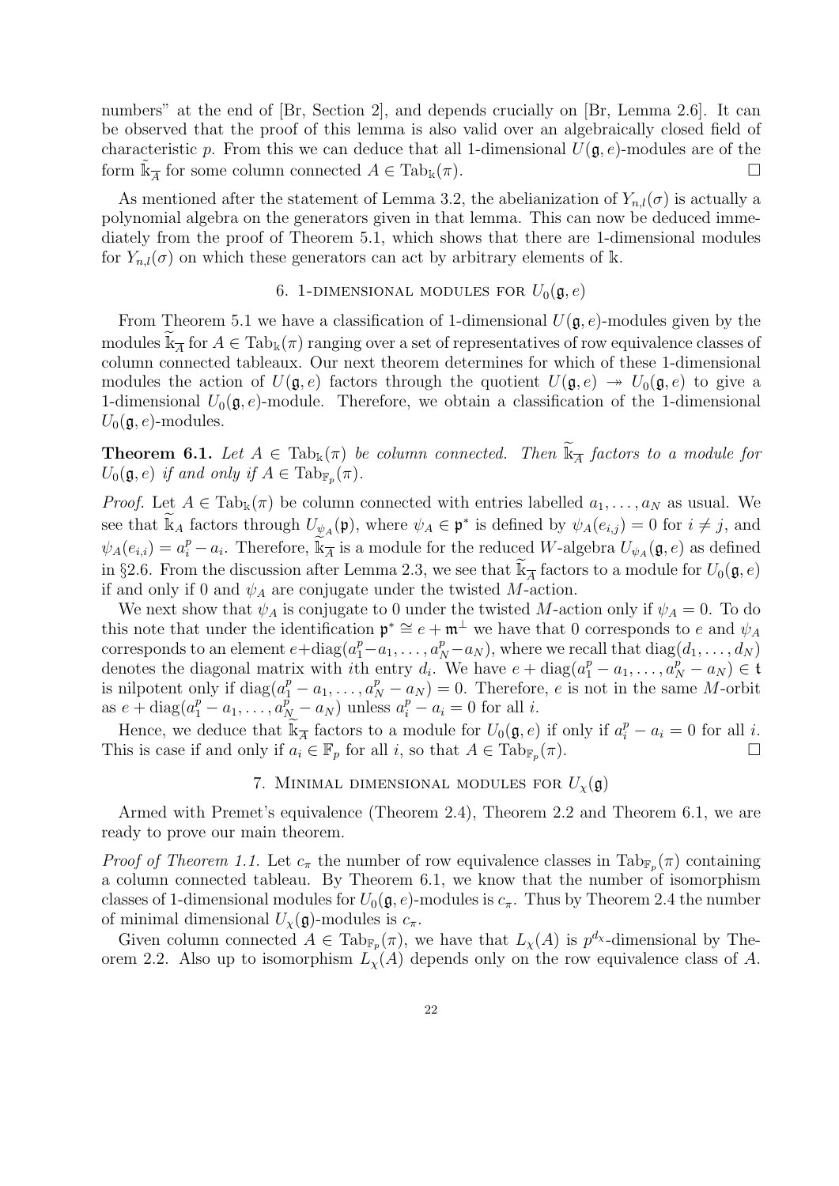numbers" at the end of [Br, Section 2], and depends crucially on [Br, Lemma 2.6]. It can be observed that the proof of this lemma is also valid over an algebraically closed field of characteristic $p$. From this we can deduce that all 1-dimensional $U(\mathfrak{g}, e)$-modules are of the form $\widetilde{\Bbbk}_{\overline{A}}$ for some column connected $A \in \mathrm{Tab}_{\Bbbk}(\pi)$. $\square$

As mentioned after the statement of Lemma 3.2, the abelianization of $Y_{n,l}(\sigma)$ is actually a polynomial algebra on the generators given in that lemma. This can now be deduced immediately from the proof of Theorem 5.1, which shows that there are 1-dimensional modules for $Y_{n,l}(\sigma)$ on which these generators can act by arbitrary elements of $\Bbbk$.

## 6. 1-dimensional modules for $U_0(\mathfrak{g}, e)$

From Theorem 5.1 we have a classification of 1-dimensional $U(\mathfrak{g}, e)$-modules given by the modules $\widetilde{\Bbbk}_{\overline{A}}$ for $A \in \mathrm{Tab}_{\Bbbk}(\pi)$ ranging over a set of representatives of row equivalence classes of column connected tableaux. Our next theorem determines for which of these 1-dimensional modules the action of $U(\mathfrak{g}, e)$ factors through the quotient $U(\mathfrak{g}, e) \twoheadrightarrow U_0(\mathfrak{g}, e)$ to give a 1-dimensional $U_0(\mathfrak{g}, e)$-module. Therefore, we obtain a classification of the 1-dimensional $U_0(\mathfrak{g}, e)$-modules.

**Theorem 6.1.** *Let $A \in \mathrm{Tab}_{\Bbbk}(\pi)$ be column connected. Then $\widetilde{\Bbbk}_{\overline{A}}$ factors to a module for $U_0(\mathfrak{g}, e)$ if and only if $A \in \mathrm{Tab}_{\mathbb{F}_p}(\pi)$.*

*Proof.* Let $A \in \mathrm{Tab}_{\Bbbk}(\pi)$ be column connected with entries labelled $a_1, \dots, a_N$ as usual. We see that $\widetilde{\Bbbk}_A$ factors through $U_{\psi_A}(\mathfrak{p})$, where $\psi_A \in \mathfrak{p}^*$ is defined by $\psi_A(e_{i,j}) = 0$ for $i \neq j$, and $\psi_A(e_{i,i}) = a_i^p - a_i$. Therefore, $\widetilde{\Bbbk}_{\overline{A}}$ is a module for the reduced $W$-algebra $U_{\psi_A}(\mathfrak{g}, e)$ as defined in §2.6. From the discussion after Lemma 2.3, we see that $\widetilde{\Bbbk}_{\overline{A}}$ factors to a module for $U_0(\mathfrak{g}, e)$ if and only if 0 and $\psi_A$ are conjugate under the twisted $M$-action.

We next show that $\psi_A$ is conjugate to 0 under the twisted $M$-action only if $\psi_A = 0$. To do this note that under the identification $\mathfrak{p}^* \cong e + \mathfrak{m}^\perp$ we have that 0 corresponds to $e$ and $\psi_A$ corresponds to an element $e + \mathrm{diag}(a_1^p - a_1, \dots, a_N^p - a_N)$, where we recall that $\mathrm{diag}(d_1, \dots, d_N)$ denotes the diagonal matrix with $i$th entry $d_i$. We have $e + \mathrm{diag}(a_1^p - a_1, \dots, a_N^p - a_N) \in \mathfrak{t}$ is nilpotent only if $\mathrm{diag}(a_1^p - a_1, \dots, a_N^p - a_N) = 0$. Therefore, $e$ is not in the same $M$-orbit as $e + \mathrm{diag}(a_1^p - a_1, \dots, a_N^p - a_N)$ unless $a_i^p - a_i = 0$ for all $i$.

Hence, we deduce that $\widetilde{\Bbbk}_{\overline{A}}$ factors to a module for $U_0(\mathfrak{g}, e)$ if only if $a_i^p - a_i = 0$ for all $i$. This is case if and only if $a_i \in \mathbb{F}_p$ for all $i$, so that $A \in \mathrm{Tab}_{\mathbb{F}_p}(\pi)$. $\square$

## 7. Minimal dimensional modules for $U_\chi(\mathfrak{g})$

Armed with Premet's equivalence (Theorem 2.4), Theorem 2.2 and Theorem 6.1, we are ready to prove our main theorem.

*Proof of Theorem 1.1.* Let $c_\pi$ the number of row equivalence classes in $\mathrm{Tab}_{\mathbb{F}_p}(\pi)$ containing a column connected tableau. By Theorem 6.1, we know that the number of isomorphism classes of 1-dimensional modules for $U_0(\mathfrak{g}, e)$-modules is $c_\pi$. Thus by Theorem 2.4 the number of minimal dimensional $U_\chi(\mathfrak{g})$-modules is $c_\pi$.

Given column connected $A \in \mathrm{Tab}_{\mathbb{F}_p}(\pi)$, we have that $L_\chi(A)$ is $p^{d_\chi}$-dimensional by Theorem 2.2. Also up to isomorphism $L_\chi(A)$ depends only on the row equivalence class of $A$.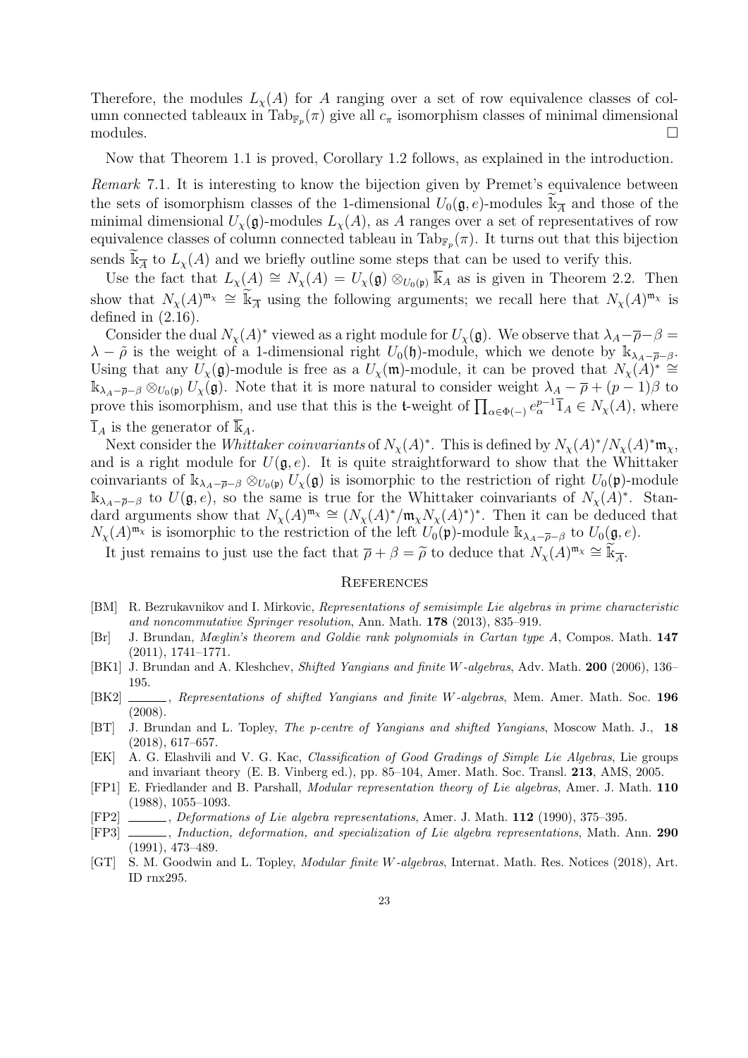Therefore, the modules $L_\chi(A)$ for $A$ ranging over a set of row equivalence classes of column connected tableaux in $\mathrm{Tab}_{\mathbb{F}_p}(\pi)$ give all $c_\pi$ isomorphism classes of minimal dimensional modules. □

Now that Theorem 1.1 is proved, Corollary 1.2 follows, as explained in the introduction.

*Remark* 7.1. It is interesting to know the bijection given by Premet's equivalence between the sets of isomorphism classes of the 1-dimensional $U_0(\mathfrak{g}, e)$-modules $\widetilde{\Bbbk}_{\overline{A}}$ and those of the minimal dimensional $U_\chi(\mathfrak{g})$-modules $L_\chi(A)$, as $A$ ranges over a set of representatives of row equivalence classes of column connected tableau in $\mathrm{Tab}_{\mathbb{F}_p}(\pi)$. It turns out that this bijection sends $\widetilde{\Bbbk}_{\overline{A}}$ to $L_\chi(A)$ and we briefly outline some steps that can be used to verify this.

Use the fact that $L_\chi(A) \cong N_\chi(A) = U_\chi(\mathfrak{g}) \otimes_{U_0(\mathfrak{p})} \overline{\Bbbk}_A$ as is given in Theorem 2.2. Then show that $N_\chi(A)^{\mathfrak{m}_\chi} \cong \widetilde{\Bbbk}_{\overline{A}}$ using the following arguments; we recall here that $N_\chi(A)^{\mathfrak{m}_\chi}$ is defined in (2.16).

Consider the dual $N_\chi(A)^*$ viewed as a right module for $U_\chi(\mathfrak{g})$. We observe that $\lambda_A - \overline{\rho} - \beta = \lambda - \tilde{\rho}$ is the weight of a 1-dimensional right $U_0(\mathfrak{h})$-module, which we denote by $\Bbbk_{\lambda_A - \overline{\rho} - \beta}$. Using that any $U_\chi(\mathfrak{g})$-module is free as a $U_\chi(\mathfrak{m})$-module, it can be proved that $N_\chi(A)^* \cong \Bbbk_{\lambda_A - \overline{\rho} - \beta} \otimes_{U_0(\mathfrak{p})} U_\chi(\mathfrak{g})$. Note that it is more natural to consider weight $\lambda_A - \overline{\rho} + (p-1)\beta$ to prove this isomorphism, and use that this is the $\mathfrak{t}$-weight of $\prod_{\alpha \in \Phi(-)} e_\alpha^{p-1} \overline{1}_A \in N_\chi(A)$, where $\overline{1}_A$ is the generator of $\overline{\Bbbk}_A$.

Next consider the *Whittaker coinvariants* of $N_\chi(A)^*$. This is defined by $N_\chi(A)^*/N_\chi(A)^*\mathfrak{m}_\chi$, and is a right module for $U(\mathfrak{g}, e)$. It is quite straightforward to show that the Whittaker coinvariants of $\Bbbk_{\lambda_A - \overline{\rho} - \beta} \otimes_{U_0(\mathfrak{p})} U_\chi(\mathfrak{g})$ is isomorphic to the restriction of right $U_0(\mathfrak{p})$-module $\Bbbk_{\lambda_A - \overline{\rho} - \beta}$ to $U(\mathfrak{g}, e)$, so the same is true for the Whittaker coinvariants of $N_\chi(A)^*$. Standard arguments show that $N_\chi(A)^{\mathfrak{m}_\chi} \cong (N_\chi(A)^*/\mathfrak{m}_\chi N_\chi(A)^*)^*$. Then it can be deduced that $N_\chi(A)^{\mathfrak{m}_\chi}$ is isomorphic to the restriction of the left $U_0(\mathfrak{p})$-module $\Bbbk_{\lambda_A - \overline{\rho} - \beta}$ to $U_0(\mathfrak{g}, e)$.

It just remains to just use the fact that $\overline{\rho} + \beta = \widetilde{\rho}$ to deduce that $N_\chi(A)^{\mathfrak{m}_\chi} \cong \widetilde{\Bbbk}_{\overline{A}}$.

# References

- [BM] R. Bezrukavnikov and I. Mirkovic, *Representations of semisimple Lie algebras in prime characteristic and noncommutative Springer resolution*, Ann. Math. **178** (2013), 835–919.
- [Br] J. Brundan, *Mœglin's theorem and Goldie rank polynomials in Cartan type A*, Compos. Math. **147** (2011), 1741–1771.
- [BK1] J. Brundan and A. Kleshchev, *Shifted Yangians and finite W-algebras*, Adv. Math. **200** (2006), 136–195.
- [BK2] ———, *Representations of shifted Yangians and finite W-algebras*, Mem. Amer. Math. Soc. **196** (2008).
- [BT] J. Brundan and L. Topley, *The p-centre of Yangians and shifted Yangians*, Moscow Math. J., **18** (2018), 617–657.
- [EK] A. G. Elashvili and V. G. Kac, *Classification of Good Gradings of Simple Lie Algebras*, Lie groups and invariant theory (E. B. Vinberg ed.), pp. 85–104, Amer. Math. Soc. Transl. **213**, AMS, 2005.
- [FP1] E. Friedlander and B. Parshall, *Modular representation theory of Lie algebras*, Amer. J. Math. **110** (1988), 1055–1093.
- [FP2] ———, *Deformations of Lie algebra representations*, Amer. J. Math. **112** (1990), 375–395.
- [FP3] ———, *Induction, deformation, and specialization of Lie algebra representations*, Math. Ann. **290** (1991), 473–489.
- [GT] S. M. Goodwin and L. Topley, *Modular finite W-algebras*, Internat. Math. Res. Notices (2018), Art. ID rnx295.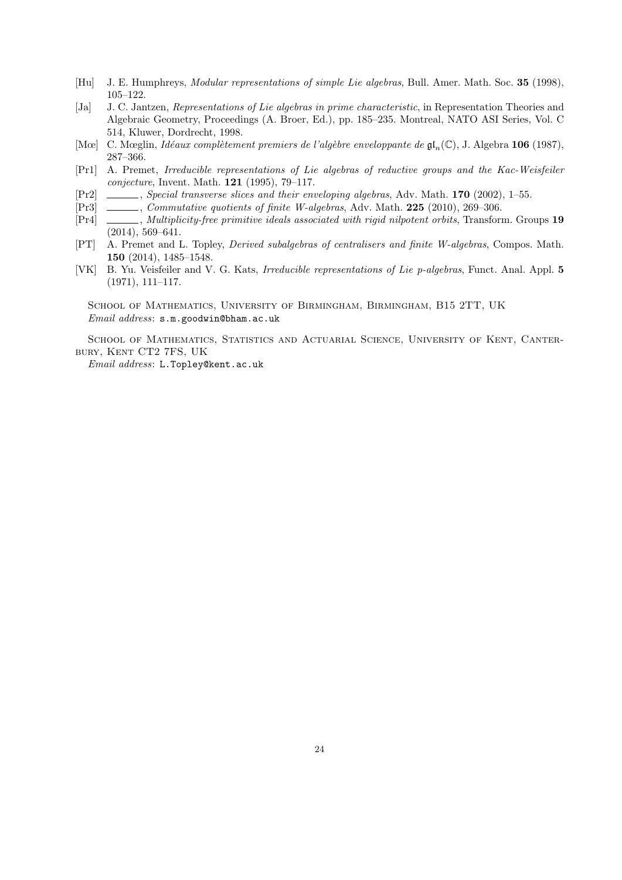- [Hu] J. E. Humphreys, *Modular representations of simple Lie algebras*, Bull. Amer. Math. Soc. **35** (1998), 105–122.
- [Ja] J. C. Jantzen, *Representations of Lie algebras in prime characteristic*, in Representation Theories and Algebraic Geometry, Proceedings (A. Broer, Ed.), pp. 185–235. Montreal, NATO ASI Series, Vol. C 514, Kluwer, Dordrecht, 1998.
- [Mœ] C. Mœglin, *Idéaux complètement premiers de l'algèbre enveloppante de* $\mathfrak{gl}_n(\mathbb{C})$, J. Algebra **106** (1987), 287–366.
- [Pr1] A. Premet, *Irreducible representations of Lie algebras of reductive groups and the Kac-Weisfeiler conjecture*, Invent. Math. **121** (1995), 79–117.
- [Pr2] ______, *Special transverse slices and their enveloping algebras*, Adv. Math. **170** (2002), 1–55.
- [Pr3] ______, *Commutative quotients of finite W-algebras*, Adv. Math. **225** (2010), 269–306.
- [Pr4] ______, *Multiplicity-free primitive ideals associated with rigid nilpotent orbits*, Transform. Groups **19** (2014), 569–641.
- [PT] A. Premet and L. Topley, *Derived subalgebras of centralisers and finite W-algebras*, Compos. Math. **150** (2014), 1485–1548.
- [VK] B. Yu. Veisfeiler and V. G. Kats, *Irreducible representations of Lie p-algebras*, Funct. Anal. Appl. **5** (1971), 111–117.

School of Mathematics, University of Birmingham, Birmingham, B15 2TT, UK
*Email address*: s.m.goodwin@bham.ac.uk

School of Mathematics, Statistics and Actuarial Science, University of Kent, Canterbury, Kent CT2 7FS, UK
*Email address*: L.Topley@kent.ac.uk